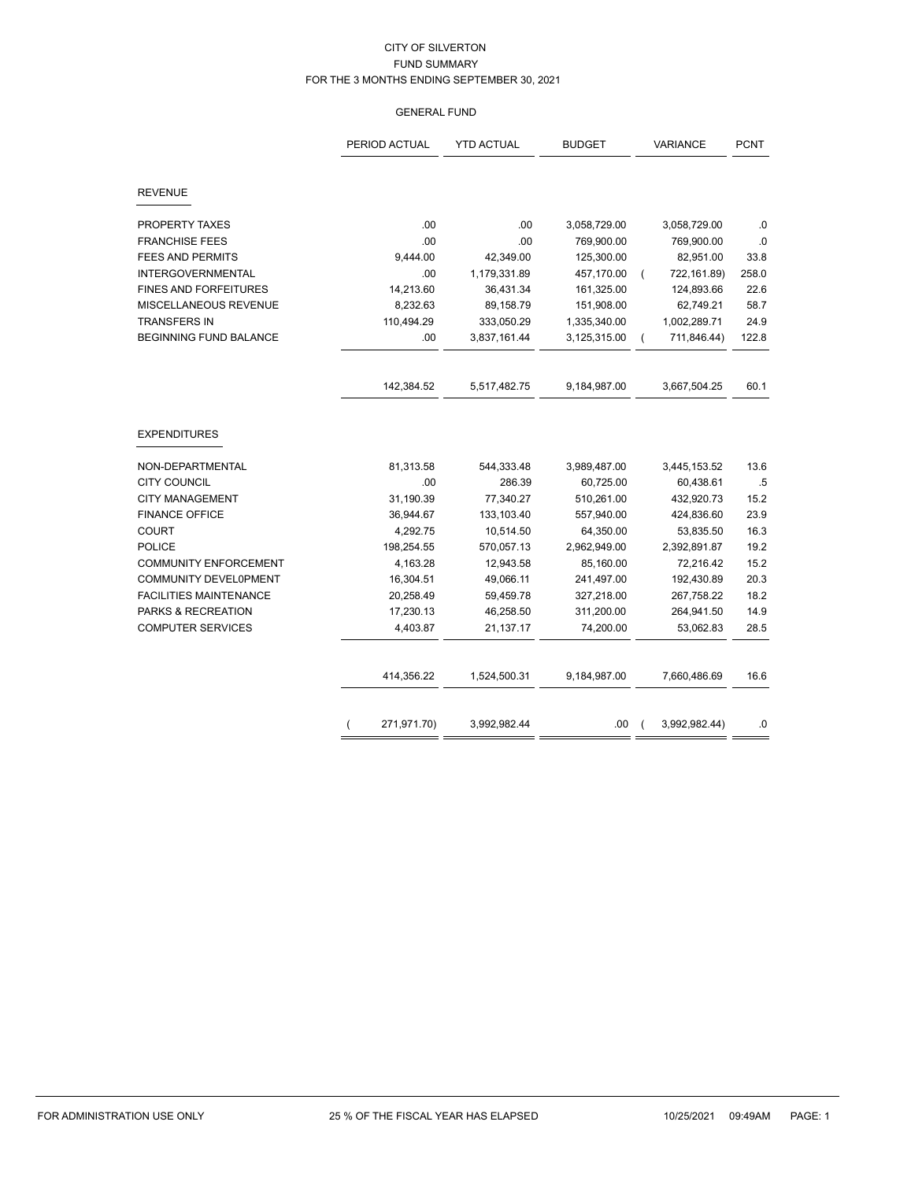# CITY OF SILVERTON

## FUND SUMMARY

### FOR THE 3 MONTHS ENDING SEPTEMBER 30, 2021

#### GENERAL FUND

| | PERIOD ACTUAL | YTD ACTUAL | BUDGET | VARIANCE | PCNT |
|---|---|---|---|---|---|
| **REVENUE** | | | | | |
| PROPERTY TAXES | .00 | .00 | 3,058,729.00 | 3,058,729.00 | .0 |
| FRANCHISE FEES | .00 | .00 | 769,900.00 | 769,900.00 | .0 |
| FEES AND PERMITS | 9,444.00 | 42,349.00 | 125,300.00 | 82,951.00 | 33.8 |
| INTERGOVERNMENTAL | .00 | 1,179,331.89 | 457,170.00 | ( 722,161.89) | 258.0 |
| FINES AND FORFEITURES | 14,213.60 | 36,431.34 | 161,325.00 | 124,893.66 | 22.6 |
| MISCELLANEOUS REVENUE | 8,232.63 | 89,158.79 | 151,908.00 | 62,749.21 | 58.7 |
| TRANSFERS IN | 110,494.29 | 333,050.29 | 1,335,340.00 | 1,002,289.71 | 24.9 |
| BEGINNING FUND BALANCE | .00 | 3,837,161.44 | 3,125,315.00 | ( 711,846.44) | 122.8 |
| | 142,384.52 | 5,517,482.75 | 9,184,987.00 | 3,667,504.25 | 60.1 |
| **EXPENDITURES** | | | | | |
| NON-DEPARTMENTAL | 81,313.58 | 544,333.48 | 3,989,487.00 | 3,445,153.52 | 13.6 |
| CITY COUNCIL | .00 | 286.39 | 60,725.00 | 60,438.61 | .5 |
| CITY MANAGEMENT | 31,190.39 | 77,340.27 | 510,261.00 | 432,920.73 | 15.2 |
| FINANCE OFFICE | 36,944.67 | 133,103.40 | 557,940.00 | 424,836.60 | 23.9 |
| COURT | 4,292.75 | 10,514.50 | 64,350.00 | 53,835.50 | 16.3 |
| POLICE | 198,254.55 | 570,057.13 | 2,962,949.00 | 2,392,891.87 | 19.2 |
| COMMUNITY ENFORCEMENT | 4,163.28 | 12,943.58 | 85,160.00 | 72,216.42 | 15.2 |
| COMMUNITY DEVEL0PMENT | 16,304.51 | 49,066.11 | 241,497.00 | 192,430.89 | 20.3 |
| FACILITIES MAINTENANCE | 20,258.49 | 59,459.78 | 327,218.00 | 267,758.22 | 18.2 |
| PARKS & RECREATION | 17,230.13 | 46,258.50 | 311,200.00 | 264,941.50 | 14.9 |
| COMPUTER SERVICES | 4,403.87 | 21,137.17 | 74,200.00 | 53,062.83 | 28.5 |
| | 414,356.22 | 1,524,500.31 | 9,184,987.00 | 7,660,486.69 | 16.6 |
| | ( 271,971.70) | 3,992,982.44 | .00 | ( 3,992,982.44) | .0 |

FOR ADMINISTRATION USE ONLY — 25 % OF THE FISCAL YEAR HAS ELAPSED — 10/25/2021 09:49AM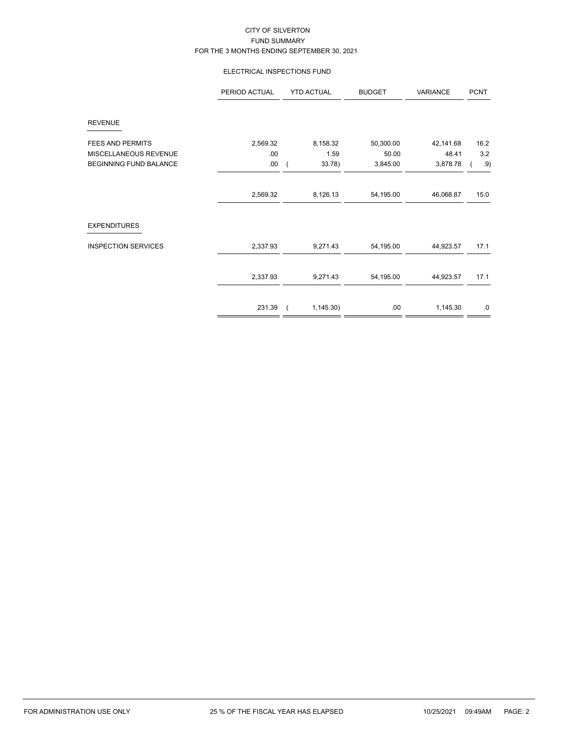CITY OF SILVERTON
FUND SUMMARY
FOR THE 3 MONTHS ENDING SEPTEMBER 30, 2021

ELECTRICAL INSPECTIONS FUND

| | PERIOD ACTUAL | YTD ACTUAL | BUDGET | VARIANCE | PCNT |
|---|---|---|---|---|---|
| **REVENUE** | | | | | |
| FEES AND PERMITS | 2,569.32 | 8,158.32 | 50,300.00 | 42,141.68 | 16.2 |
| MISCELLANEOUS REVENUE | .00 | 1.59 | 50.00 | 48.41 | 3.2 |
| BEGINNING FUND BALANCE | .00 | ( 33.78) | 3,845.00 | 3,878.78 | ( .9) |
| | 2,569.32 | 8,126.13 | 54,195.00 | 46,068.87 | 15.0 |
| **EXPENDITURES** | | | | | |
| INSPECTION SERVICES | 2,337.93 | 9,271.43 | 54,195.00 | 44,923.57 | 17.1 |
| | 2,337.93 | 9,271.43 | 54,195.00 | 44,923.57 | 17.1 |
| | 231.39 | ( 1,145.30) | .00 | 1,145.30 | .0 |

FOR ADMINISTRATION USE ONLY 25 % OF THE FISCAL YEAR HAS ELAPSED 10/25/2021 09:49AM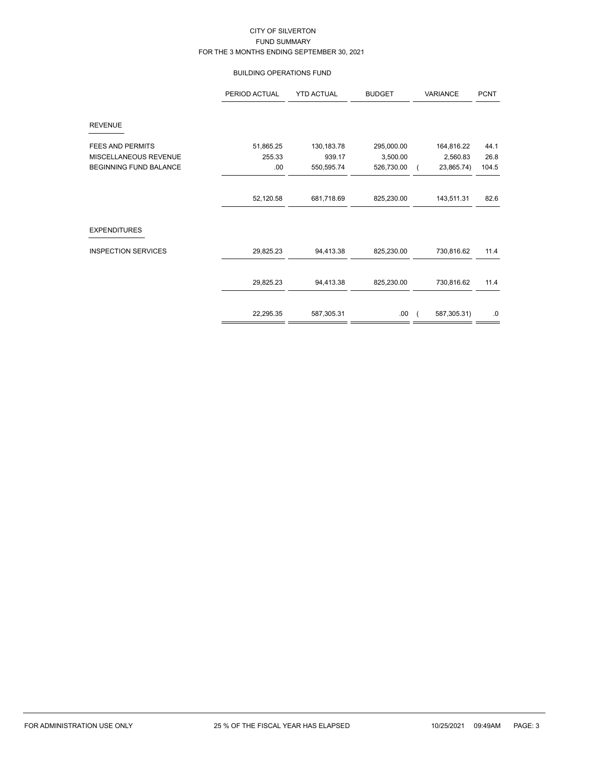CITY OF SILVERTON
FUND SUMMARY
FOR THE 3 MONTHS ENDING SEPTEMBER 30, 2021

BUILDING OPERATIONS FUND

| | PERIOD ACTUAL | YTD ACTUAL | BUDGET | VARIANCE | PCNT |
|---|---|---|---|---|---|
| **REVENUE** | | | | | |
| FEES AND PERMITS | 51,865.25 | 130,183.78 | 295,000.00 | 164,816.22 | 44.1 |
| MISCELLANEOUS REVENUE | 255.33 | 939.17 | 3,500.00 | 2,560.83 | 26.8 |
| BEGINNING FUND BALANCE | .00 | 550,595.74 | 526,730.00 | ( 23,865.74) | 104.5 |
| | 52,120.58 | 681,718.69 | 825,230.00 | 143,511.31 | 82.6 |
| **EXPENDITURES** | | | | | |
| INSPECTION SERVICES | 29,825.23 | 94,413.38 | 825,230.00 | 730,816.62 | 11.4 |
| | 29,825.23 | 94,413.38 | 825,230.00 | 730,816.62 | 11.4 |
| | 22,295.35 | 587,305.31 | .00 | ( 587,305.31) | .0 |

FOR ADMINISTRATION USE ONLY 25 % OF THE FISCAL YEAR HAS ELAPSED 10/25/2021 09:49AM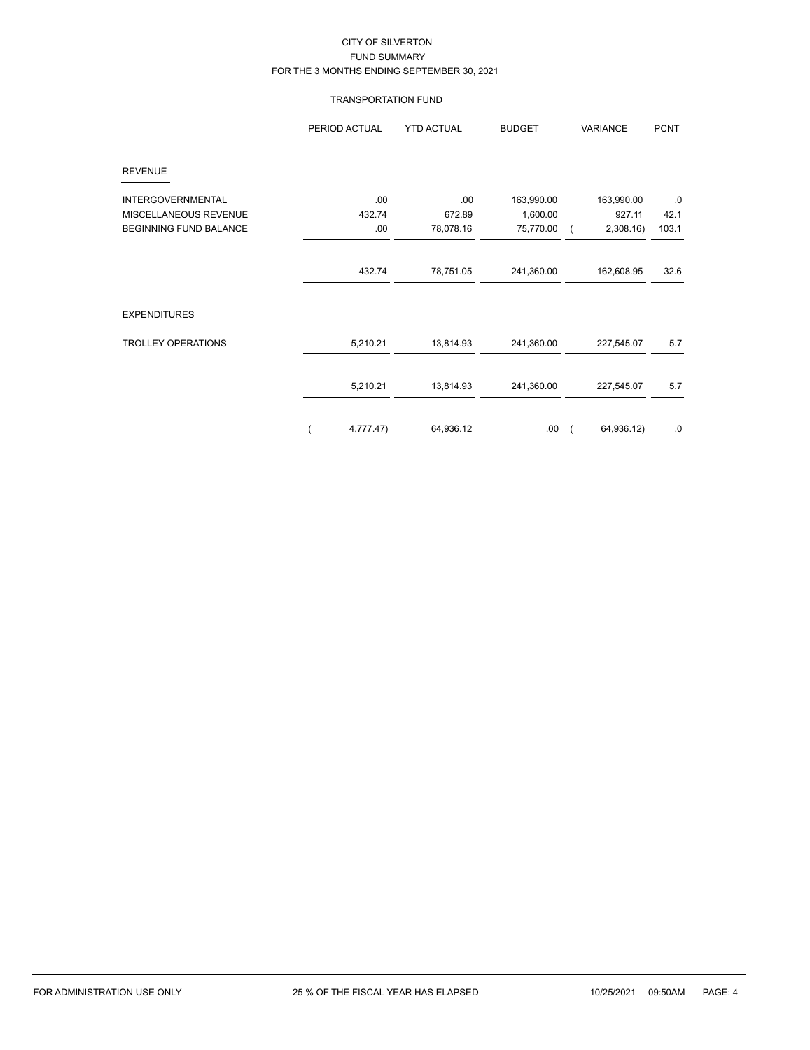# CITY OF SILVERTON

## FUND SUMMARY

### FOR THE 3 MONTHS ENDING SEPTEMBER 30, 2021

#### TRANSPORTATION FUND

| | PERIOD ACTUAL | YTD ACTUAL | BUDGET | VARIANCE | PCNT |
|---|---|---|---|---|---|
| **REVENUE** | | | | | |
| INTERGOVERNMENTAL | .00 | .00 | 163,990.00 | 163,990.00 | .0 |
| MISCELLANEOUS REVENUE | 432.74 | 672.89 | 1,600.00 | 927.11 | 42.1 |
| BEGINNING FUND BALANCE | .00 | 78,078.16 | 75,770.00 | ( 2,308.16) | 103.1 |
| | 432.74 | 78,751.05 | 241,360.00 | 162,608.95 | 32.6 |
| **EXPENDITURES** | | | | | |
| TROLLEY OPERATIONS | 5,210.21 | 13,814.93 | 241,360.00 | 227,545.07 | 5.7 |
| | 5,210.21 | 13,814.93 | 241,360.00 | 227,545.07 | 5.7 |
| | ( 4,777.47) | 64,936.12 | .00 | ( 64,936.12) | .0 |

FOR ADMINISTRATION USE ONLY    25 % OF THE FISCAL YEAR HAS ELAPSED    10/25/2021 09:50AM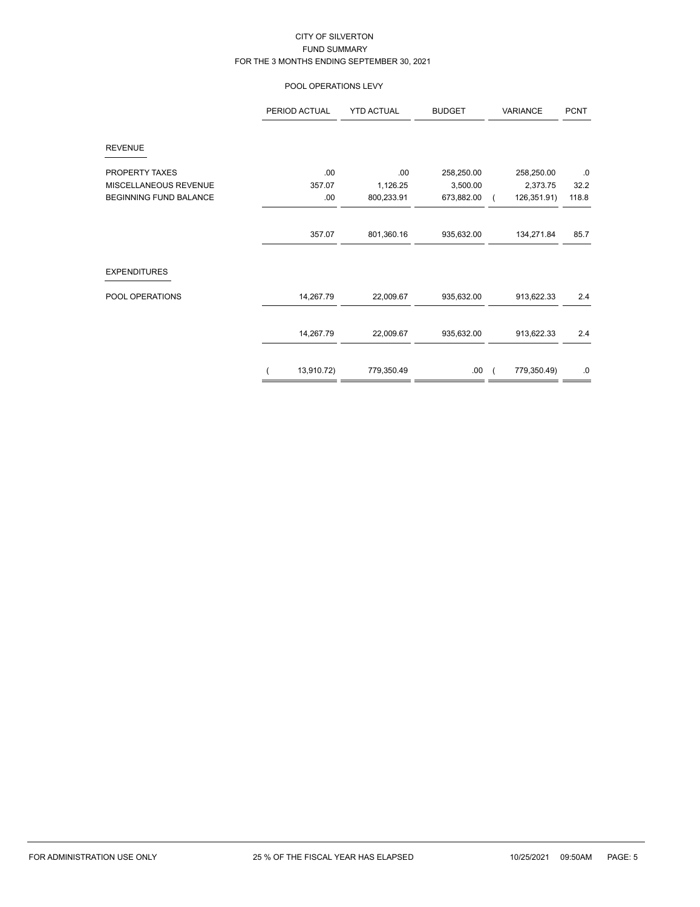CITY OF SILVERTON
FUND SUMMARY
FOR THE 3 MONTHS ENDING SEPTEMBER 30, 2021

POOL OPERATIONS LEVY

| | PERIOD ACTUAL | YTD ACTUAL | BUDGET | VARIANCE | PCNT |
|---|---|---|---|---|---|
| REVENUE | | | | | |
| PROPERTY TAXES | .00 | .00 | 258,250.00 | 258,250.00 | .0 |
| MISCELLANEOUS REVENUE | 357.07 | 1,126.25 | 3,500.00 | 2,373.75 | 32.2 |
| BEGINNING FUND BALANCE | .00 | 800,233.91 | 673,882.00 | ( 126,351.91) | 118.8 |
| | 357.07 | 801,360.16 | 935,632.00 | 134,271.84 | 85.7 |
| EXPENDITURES | | | | | |
| POOL OPERATIONS | 14,267.79 | 22,009.67 | 935,632.00 | 913,622.33 | 2.4 |
| | 14,267.79 | 22,009.67 | 935,632.00 | 913,622.33 | 2.4 |
| | ( 13,910.72) | 779,350.49 | .00 | ( 779,350.49) | .0 |

FOR ADMINISTRATION USE ONLY 25 % OF THE FISCAL YEAR HAS ELAPSED 10/25/2021 09:50AM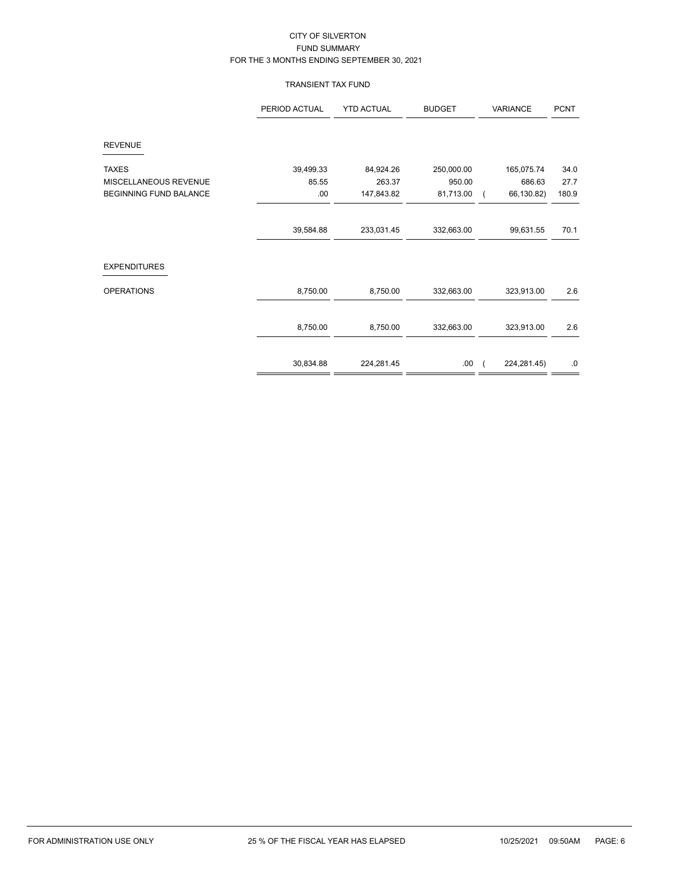# CITY OF SILVERTON

## FUND SUMMARY

### FOR THE 3 MONTHS ENDING SEPTEMBER 30, 2021

#### TRANSIENT TAX FUND

| | PERIOD ACTUAL | YTD ACTUAL | BUDGET | VARIANCE | PCNT |
|---|---|---|---|---|---|
| **REVENUE** | | | | | |
| TAXES | 39,499.33 | 84,924.26 | 250,000.00 | 165,075.74 | 34.0 |
| MISCELLANEOUS REVENUE | 85.55 | 263.37 | 950.00 | 686.63 | 27.7 |
| BEGINNING FUND BALANCE | .00 | 147,843.82 | 81,713.00 | ( 66,130.82) | 180.9 |
| | 39,584.88 | 233,031.45 | 332,663.00 | 99,631.55 | 70.1 |
| **EXPENDITURES** | | | | | |
| OPERATIONS | 8,750.00 | 8,750.00 | 332,663.00 | 323,913.00 | 2.6 |
| | 8,750.00 | 8,750.00 | 332,663.00 | 323,913.00 | 2.6 |
| | 30,834.88 | 224,281.45 | .00 | ( 224,281.45) | .0 |

FOR ADMINISTRATION USE ONLY — 25 % OF THE FISCAL YEAR HAS ELAPSED — 10/25/2021 09:50AM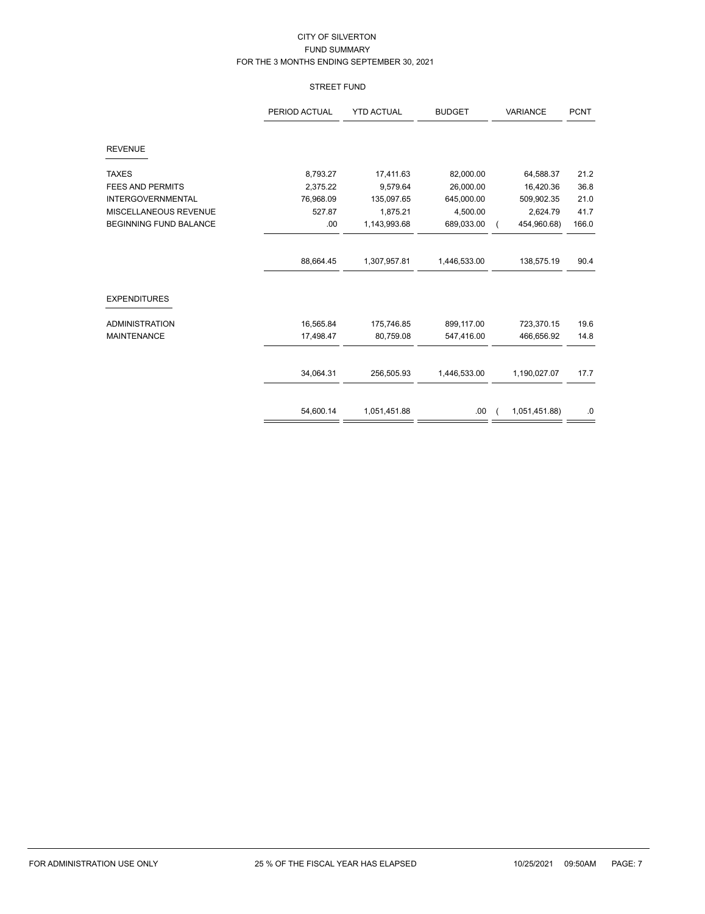# CITY OF SILVERTON
## FUND SUMMARY
### FOR THE 3 MONTHS ENDING SEPTEMBER 30, 2021

### STREET FUND

| | PERIOD ACTUAL | YTD ACTUAL | BUDGET | VARIANCE | PCNT |
|---|---|---|---|---|---|
| **REVENUE** | | | | | |
| TAXES | 8,793.27 | 17,411.63 | 82,000.00 | 64,588.37 | 21.2 |
| FEES AND PERMITS | 2,375.22 | 9,579.64 | 26,000.00 | 16,420.36 | 36.8 |
| INTERGOVERNMENTAL | 76,968.09 | 135,097.65 | 645,000.00 | 509,902.35 | 21.0 |
| MISCELLANEOUS REVENUE | 527.87 | 1,875.21 | 4,500.00 | 2,624.79 | 41.7 |
| BEGINNING FUND BALANCE | .00 | 1,143,993.68 | 689,033.00 | ( 454,960.68) | 166.0 |
| | 88,664.45 | 1,307,957.81 | 1,446,533.00 | 138,575.19 | 90.4 |
| **EXPENDITURES** | | | | | |
| ADMINISTRATION | 16,565.84 | 175,746.85 | 899,117.00 | 723,370.15 | 19.6 |
| MAINTENANCE | 17,498.47 | 80,759.08 | 547,416.00 | 466,656.92 | 14.8 |
| | 34,064.31 | 256,505.93 | 1,446,533.00 | 1,190,027.07 | 17.7 |
| | 54,600.14 | 1,051,451.88 | .00 | ( 1,051,451.88) | .0 |

FOR ADMINISTRATION USE ONLY — 25 % OF THE FISCAL YEAR HAS ELAPSED — 10/25/2021 09:50AM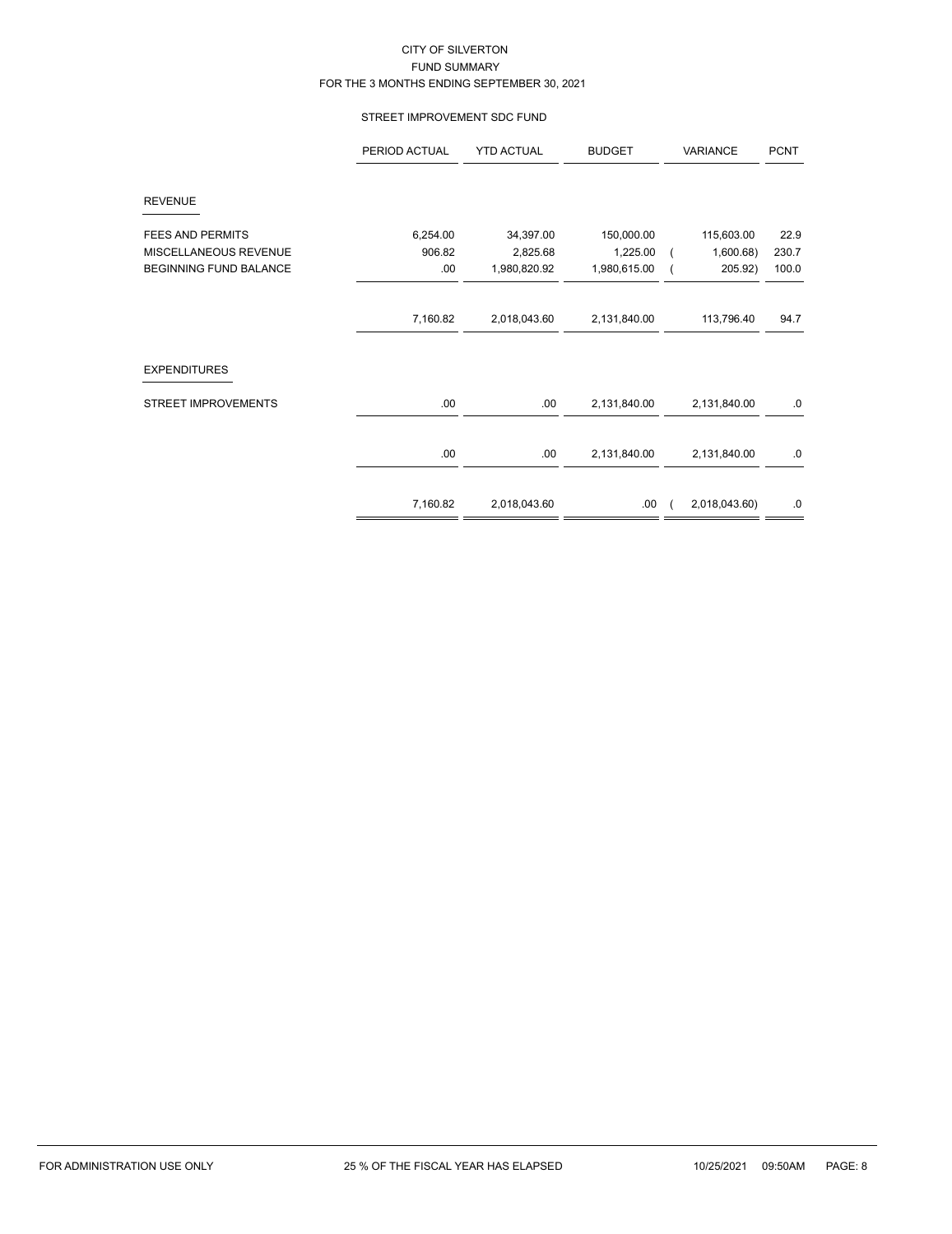CITY OF SILVERTON
FUND SUMMARY
FOR THE 3 MONTHS ENDING SEPTEMBER 30, 2021

STREET IMPROVEMENT SDC FUND

| | PERIOD ACTUAL | YTD ACTUAL | BUDGET | VARIANCE | PCNT |
|---|---|---|---|---|---|
| **REVENUE** | | | | | |
| FEES AND PERMITS | 6,254.00 | 34,397.00 | 150,000.00 | 115,603.00 | 22.9 |
| MISCELLANEOUS REVENUE | 906.82 | 2,825.68 | 1,225.00 | ( 1,600.68) | 230.7 |
| BEGINNING FUND BALANCE | .00 | 1,980,820.92 | 1,980,615.00 | ( 205.92) | 100.0 |
| | 7,160.82 | 2,018,043.60 | 2,131,840.00 | 113,796.40 | 94.7 |
| **EXPENDITURES** | | | | | |
| STREET IMPROVEMENTS | .00 | .00 | 2,131,840.00 | 2,131,840.00 | .0 |
| | .00 | .00 | 2,131,840.00 | 2,131,840.00 | .0 |
| | 7,160.82 | 2,018,043.60 | .00 | ( 2,018,043.60) | .0 |

FOR ADMINISTRATION USE ONLY    25 % OF THE FISCAL YEAR HAS ELAPSED    10/25/2021 09:50AM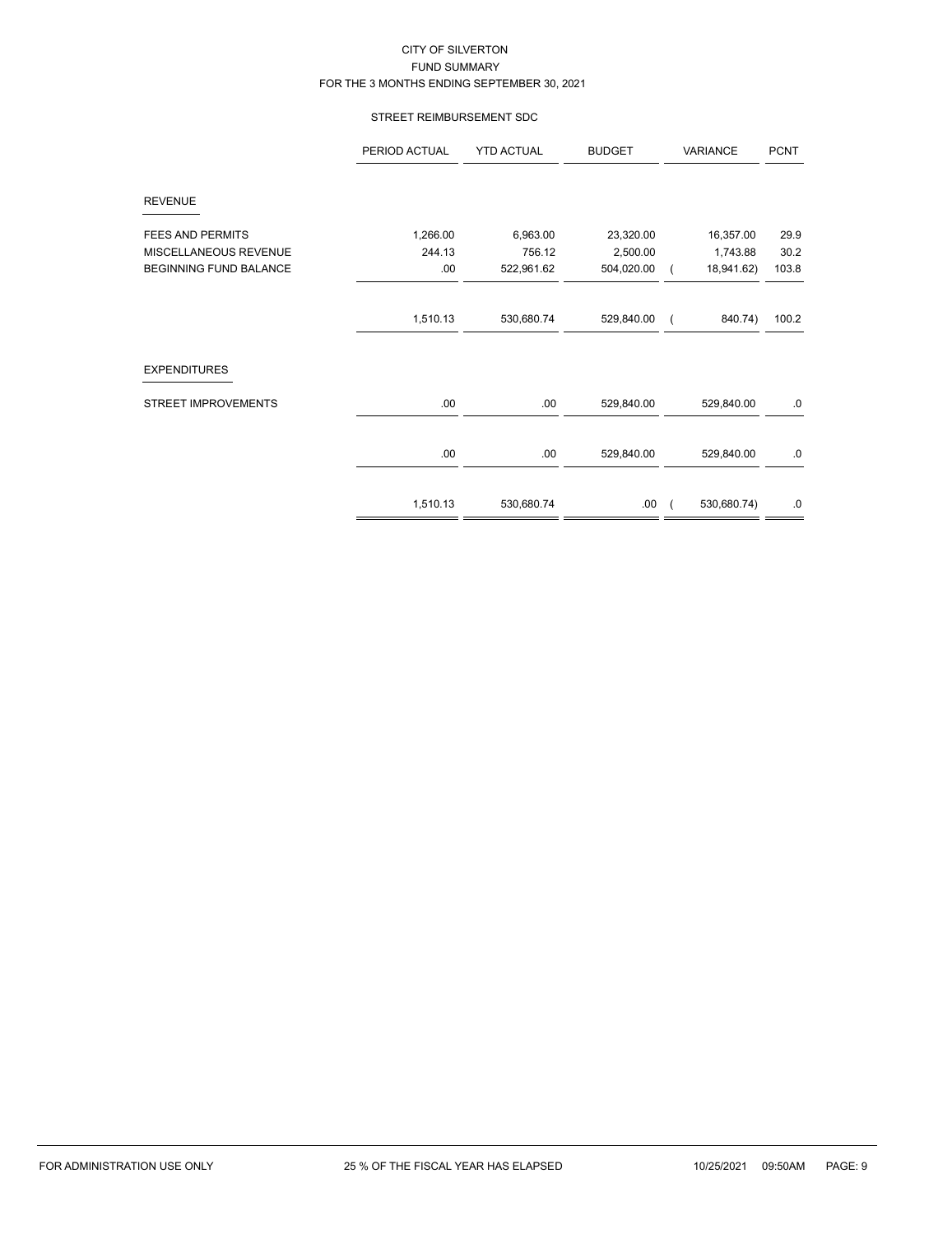# CITY OF SILVERTON
## FUND SUMMARY
### FOR THE 3 MONTHS ENDING SEPTEMBER 30, 2021

### STREET REIMBURSEMENT SDC

| | PERIOD ACTUAL | YTD ACTUAL | BUDGET | VARIANCE | PCNT |
|---|---|---|---|---|---|
| **REVENUE** | | | | | |
| FEES AND PERMITS | 1,266.00 | 6,963.00 | 23,320.00 | 16,357.00 | 29.9 |
| MISCELLANEOUS REVENUE | 244.13 | 756.12 | 2,500.00 | 1,743.88 | 30.2 |
| BEGINNING FUND BALANCE | .00 | 522,961.62 | 504,020.00 | ( 18,941.62) | 103.8 |
| | 1,510.13 | 530,680.74 | 529,840.00 | ( 840.74) | 100.2 |
| **EXPENDITURES** | | | | | |
| STREET IMPROVEMENTS | .00 | .00 | 529,840.00 | 529,840.00 | .0 |
| | .00 | .00 | 529,840.00 | 529,840.00 | .0 |
| | 1,510.13 | 530,680.74 | .00 | ( 530,680.74) | .0 |

FOR ADMINISTRATION USE ONLY 25 % OF THE FISCAL YEAR HAS ELAPSED 10/25/2021 09:50AM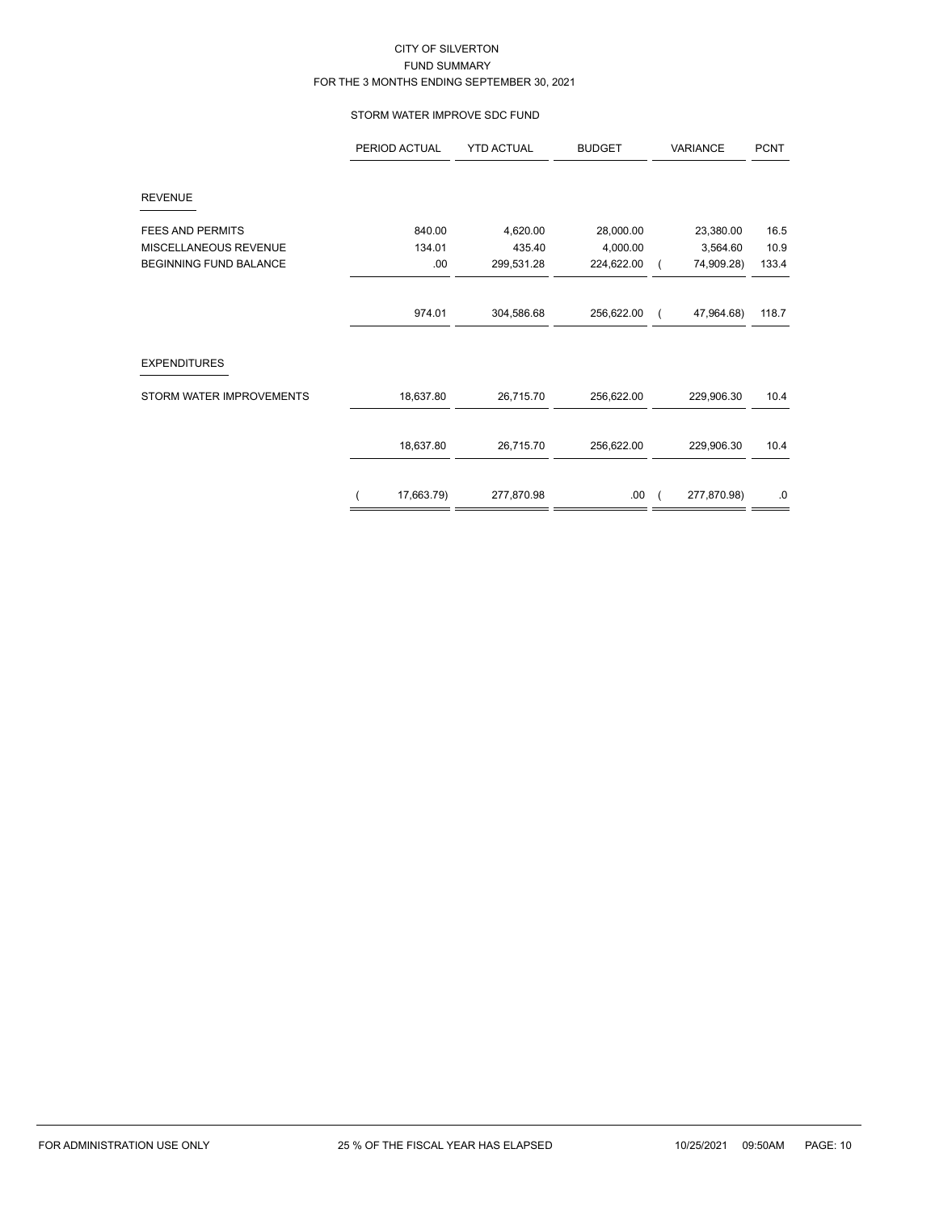# CITY OF SILVERTON
## FUND SUMMARY
### FOR THE 3 MONTHS ENDING SEPTEMBER 30, 2021

#### STORM WATER IMPROVE SDC FUND

| | PERIOD ACTUAL | YTD ACTUAL | BUDGET | VARIANCE | PCNT |
|---|---|---|---|---|---|
| **REVENUE** | | | | | |
| FEES AND PERMITS | 840.00 | 4,620.00 | 28,000.00 | 23,380.00 | 16.5 |
| MISCELLANEOUS REVENUE | 134.01 | 435.40 | 4,000.00 | 3,564.60 | 10.9 |
| BEGINNING FUND BALANCE | .00 | 299,531.28 | 224,622.00 | ( 74,909.28) | 133.4 |
| | 974.01 | 304,586.68 | 256,622.00 | ( 47,964.68) | 118.7 |
| **EXPENDITURES** | | | | | |
| STORM WATER IMPROVEMENTS | 18,637.80 | 26,715.70 | 256,622.00 | 229,906.30 | 10.4 |
| | 18,637.80 | 26,715.70 | 256,622.00 | 229,906.30 | 10.4 |
| | ( 17,663.79) | 277,870.98 | .00 | ( 277,870.98) | .0 |

FOR ADMINISTRATION USE ONLY 25 % OF THE FISCAL YEAR HAS ELAPSED 10/25/2021 09:50AM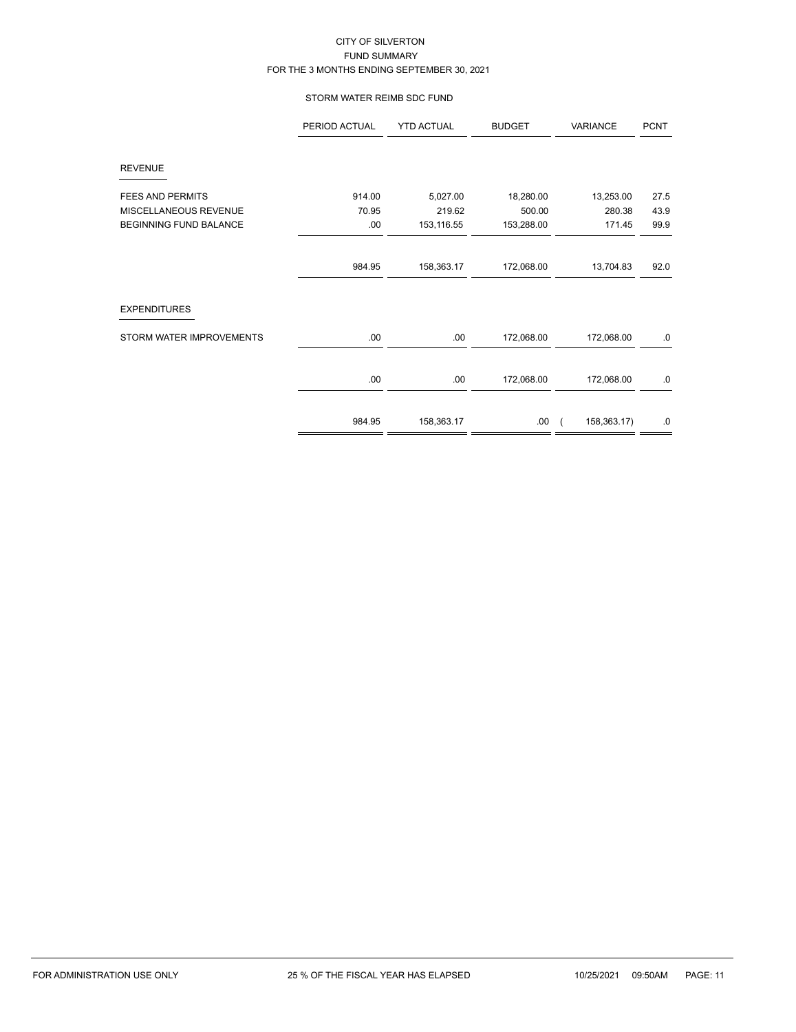CITY OF SILVERTON
FUND SUMMARY
FOR THE 3 MONTHS ENDING SEPTEMBER 30, 2021

STORM WATER REIMB SDC FUND

| | PERIOD ACTUAL | YTD ACTUAL | BUDGET | VARIANCE | PCNT |
|---|---|---|---|---|---|
| **REVENUE** | | | | | |
| FEES AND PERMITS | 914.00 | 5,027.00 | 18,280.00 | 13,253.00 | 27.5 |
| MISCELLANEOUS REVENUE | 70.95 | 219.62 | 500.00 | 280.38 | 43.9 |
| BEGINNING FUND BALANCE | .00 | 153,116.55 | 153,288.00 | 171.45 | 99.9 |
| | 984.95 | 158,363.17 | 172,068.00 | 13,704.83 | 92.0 |
| **EXPENDITURES** | | | | | |
| STORM WATER IMPROVEMENTS | .00 | .00 | 172,068.00 | 172,068.00 | .0 |
| | .00 | .00 | 172,068.00 | 172,068.00 | .0 |
| | 984.95 | 158,363.17 | .00 | ( 158,363.17) | .0 |

FOR ADMINISTRATION USE ONLY — 25 % OF THE FISCAL YEAR HAS ELAPSED — 10/25/2021 09:50AM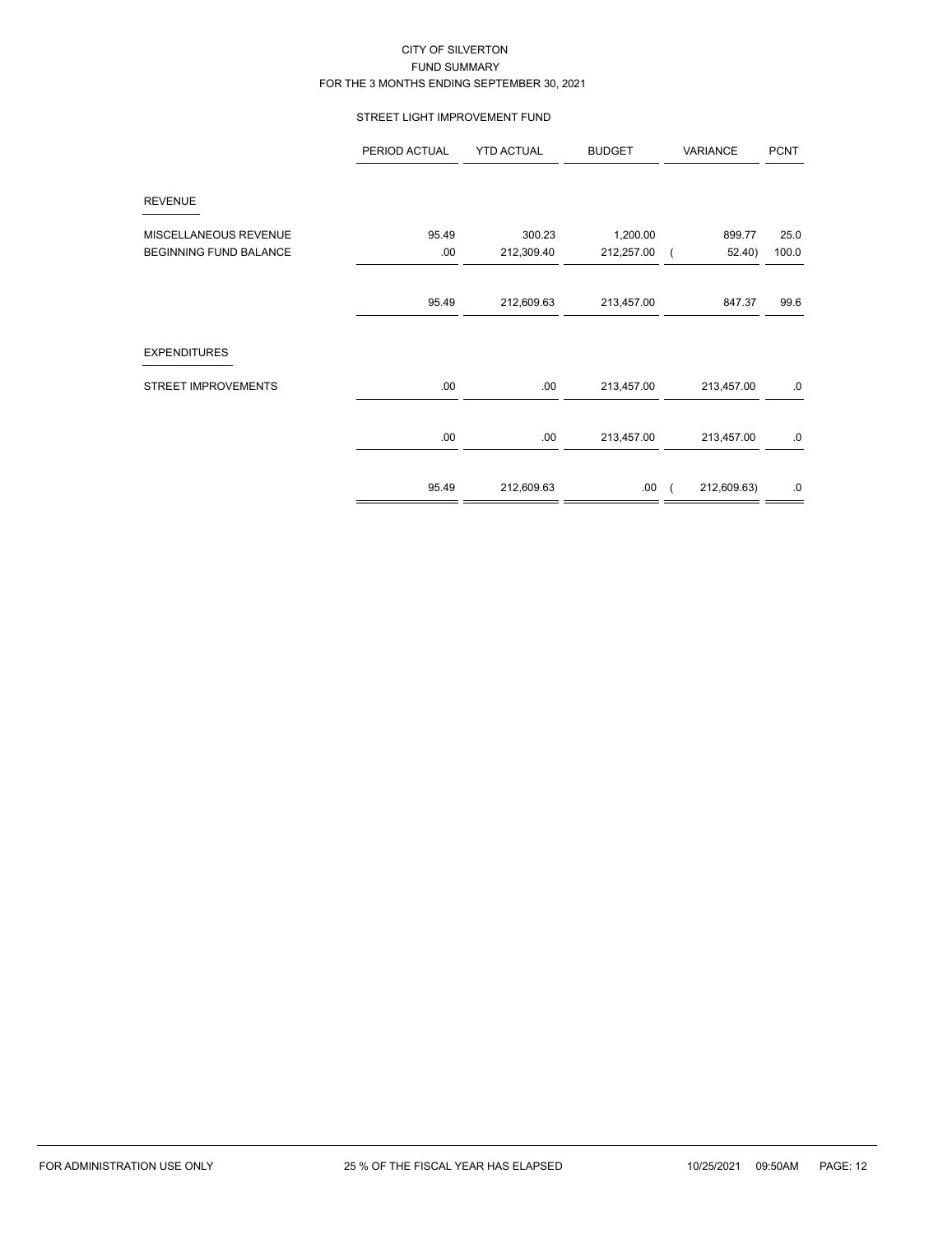CITY OF SILVERTON
FUND SUMMARY
FOR THE 3 MONTHS ENDING SEPTEMBER 30, 2021

STREET LIGHT IMPROVEMENT FUND

| | PERIOD ACTUAL | YTD ACTUAL | BUDGET | VARIANCE | PCNT |
|---|---|---|---|---|---|
| **REVENUE** | | | | | |
| MISCELLANEOUS REVENUE | 95.49 | 300.23 | 1,200.00 | 899.77 | 25.0 |
| BEGINNING FUND BALANCE | .00 | 212,309.40 | 212,257.00 | ( 52.40) | 100.0 |
| | 95.49 | 212,609.63 | 213,457.00 | 847.37 | 99.6 |
| **EXPENDITURES** | | | | | |
| STREET IMPROVEMENTS | .00 | .00 | 213,457.00 | 213,457.00 | .0 |
| | .00 | .00 | 213,457.00 | 213,457.00 | .0 |
| | 95.49 | 212,609.63 | .00 | ( 212,609.63) | .0 |

FOR ADMINISTRATION USE ONLY — 25 % OF THE FISCAL YEAR HAS ELAPSED — 10/25/2021 09:50AM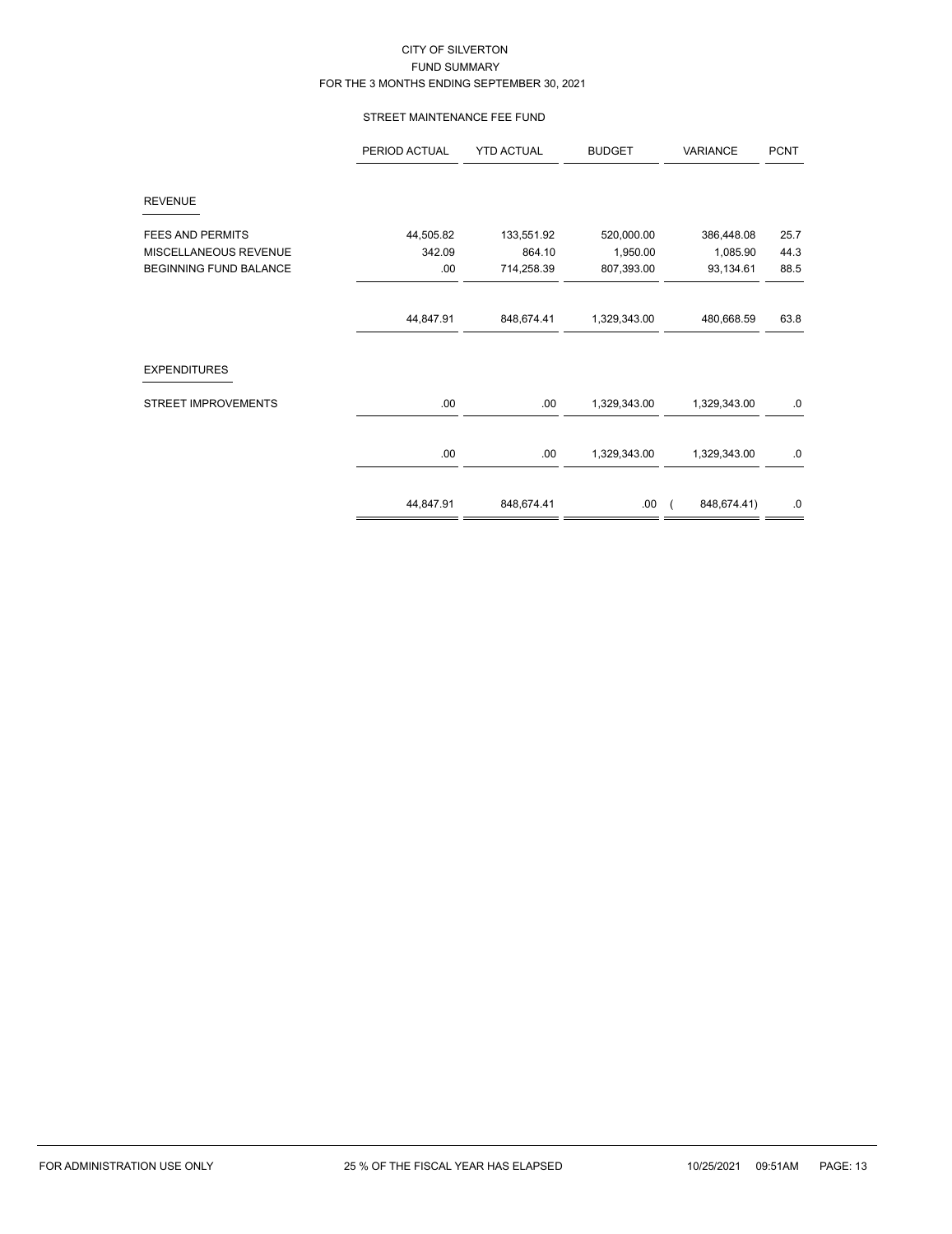CITY OF SILVERTON
FUND SUMMARY
FOR THE 3 MONTHS ENDING SEPTEMBER 30, 2021

STREET MAINTENANCE FEE FUND

| | PERIOD ACTUAL | YTD ACTUAL | BUDGET | VARIANCE | PCNT |
|---|---|---|---|---|---|
| **REVENUE** | | | | | |
| FEES AND PERMITS | 44,505.82 | 133,551.92 | 520,000.00 | 386,448.08 | 25.7 |
| MISCELLANEOUS REVENUE | 342.09 | 864.10 | 1,950.00 | 1,085.90 | 44.3 |
| BEGINNING FUND BALANCE | .00 | 714,258.39 | 807,393.00 | 93,134.61 | 88.5 |
| | 44,847.91 | 848,674.41 | 1,329,343.00 | 480,668.59 | 63.8 |
| **EXPENDITURES** | | | | | |
| STREET IMPROVEMENTS | .00 | .00 | 1,329,343.00 | 1,329,343.00 | .0 |
| | .00 | .00 | 1,329,343.00 | 1,329,343.00 | .0 |
| | 44,847.91 | 848,674.41 | .00 | ( 848,674.41) | .0 |

FOR ADMINISTRATION USE ONLY 25 % OF THE FISCAL YEAR HAS ELAPSED 10/25/2021 09:51AM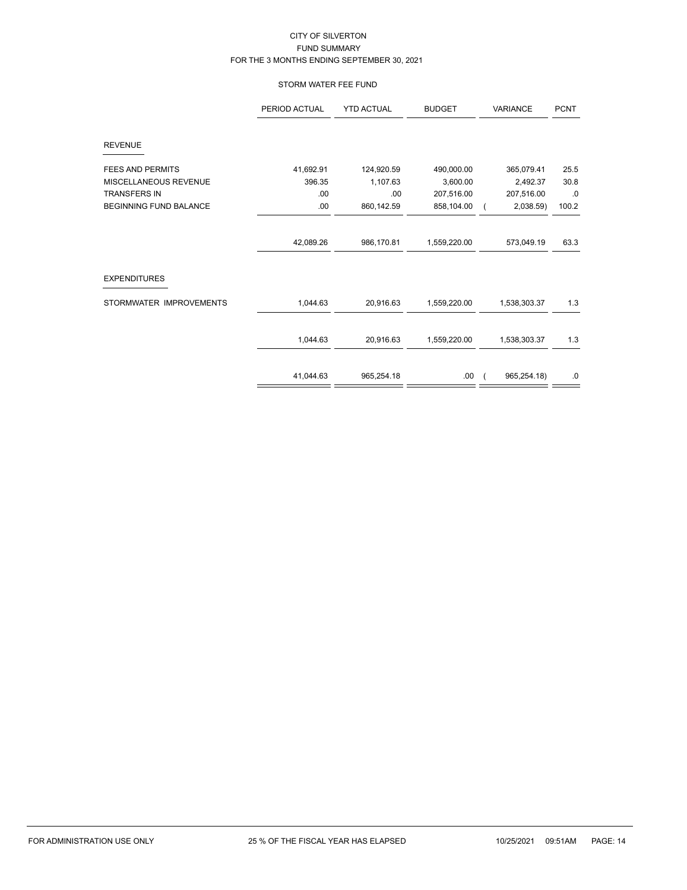CITY OF SILVERTON
FUND SUMMARY
FOR THE 3 MONTHS ENDING SEPTEMBER 30, 2021

STORM WATER FEE FUND

| | PERIOD ACTUAL | YTD ACTUAL | BUDGET | VARIANCE | PCNT |
|---|---|---|---|---|---|
| **REVENUE** | | | | | |
| FEES AND PERMITS | 41,692.91 | 124,920.59 | 490,000.00 | 365,079.41 | 25.5 |
| MISCELLANEOUS REVENUE | 396.35 | 1,107.63 | 3,600.00 | 2,492.37 | 30.8 |
| TRANSFERS IN | .00 | .00 | 207,516.00 | 207,516.00 | .0 |
| BEGINNING FUND BALANCE | .00 | 860,142.59 | 858,104.00 | ( 2,038.59) | 100.2 |
| | 42,089.26 | 986,170.81 | 1,559,220.00 | 573,049.19 | 63.3 |
| **EXPENDITURES** | | | | | |
| STORMWATER IMPROVEMENTS | 1,044.63 | 20,916.63 | 1,559,220.00 | 1,538,303.37 | 1.3 |
| | 1,044.63 | 20,916.63 | 1,559,220.00 | 1,538,303.37 | 1.3 |
| | 41,044.63 | 965,254.18 | .00 | ( 965,254.18) | .0 |

FOR ADMINISTRATION USE ONLY 25 % OF THE FISCAL YEAR HAS ELAPSED 10/25/2021 09:51AM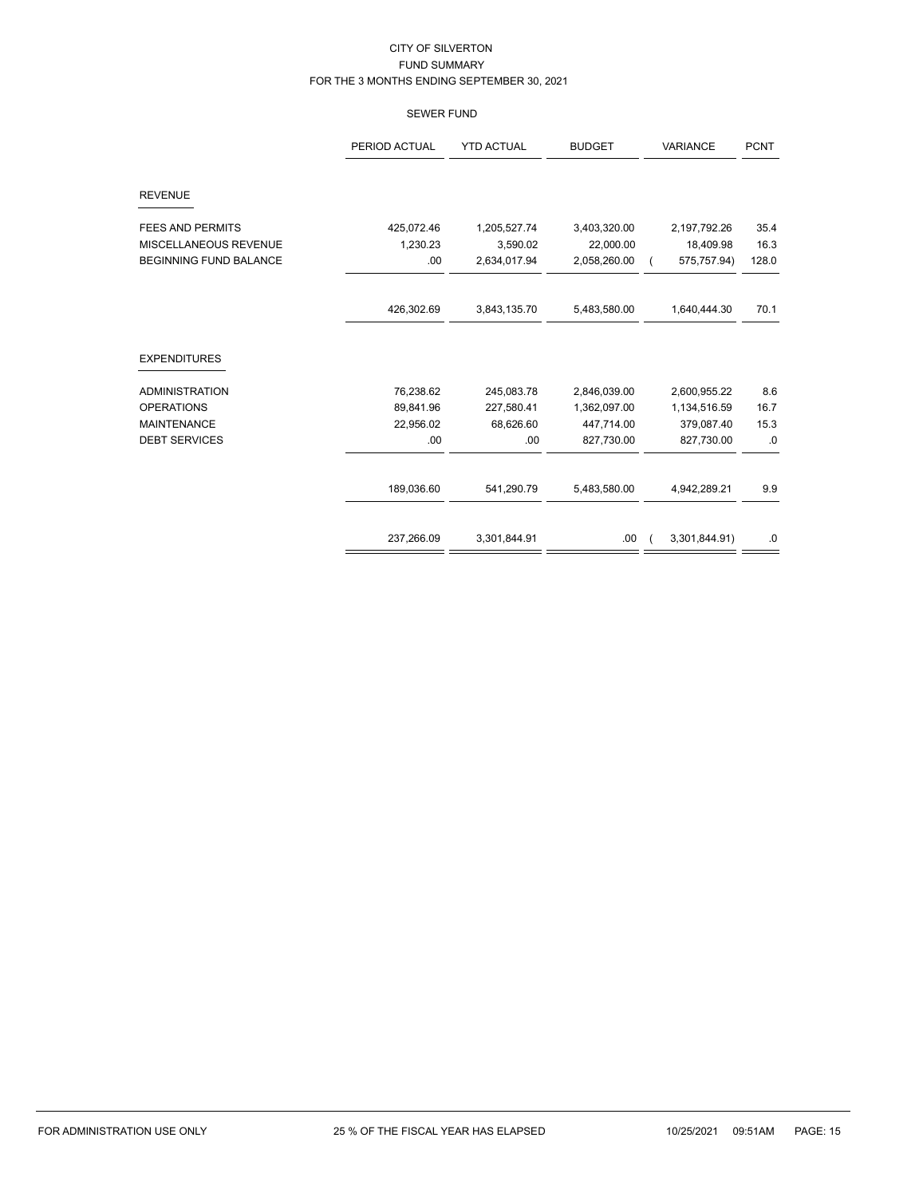CITY OF SILVERTON
FUND SUMMARY
FOR THE 3 MONTHS ENDING SEPTEMBER 30, 2021

SEWER FUND

| | PERIOD ACTUAL | YTD ACTUAL | BUDGET | VARIANCE | PCNT |
|---|---|---|---|---|---|
| **REVENUE** | | | | | |
| FEES AND PERMITS | 425,072.46 | 1,205,527.74 | 3,403,320.00 | 2,197,792.26 | 35.4 |
| MISCELLANEOUS REVENUE | 1,230.23 | 3,590.02 | 22,000.00 | 18,409.98 | 16.3 |
| BEGINNING FUND BALANCE | .00 | 2,634,017.94 | 2,058,260.00 | ( 575,757.94) | 128.0 |
| | 426,302.69 | 3,843,135.70 | 5,483,580.00 | 1,640,444.30 | 70.1 |
| **EXPENDITURES** | | | | | |
| ADMINISTRATION | 76,238.62 | 245,083.78 | 2,846,039.00 | 2,600,955.22 | 8.6 |
| OPERATIONS | 89,841.96 | 227,580.41 | 1,362,097.00 | 1,134,516.59 | 16.7 |
| MAINTENANCE | 22,956.02 | 68,626.60 | 447,714.00 | 379,087.40 | 15.3 |
| DEBT SERVICES | .00 | .00 | 827,730.00 | 827,730.00 | .0 |
| | 189,036.60 | 541,290.79 | 5,483,580.00 | 4,942,289.21 | 9.9 |
| | 237,266.09 | 3,301,844.91 | .00 | ( 3,301,844.91) | .0 |

FOR ADMINISTRATION USE ONLY    25 % OF THE FISCAL YEAR HAS ELAPSED    10/25/2021 09:51AM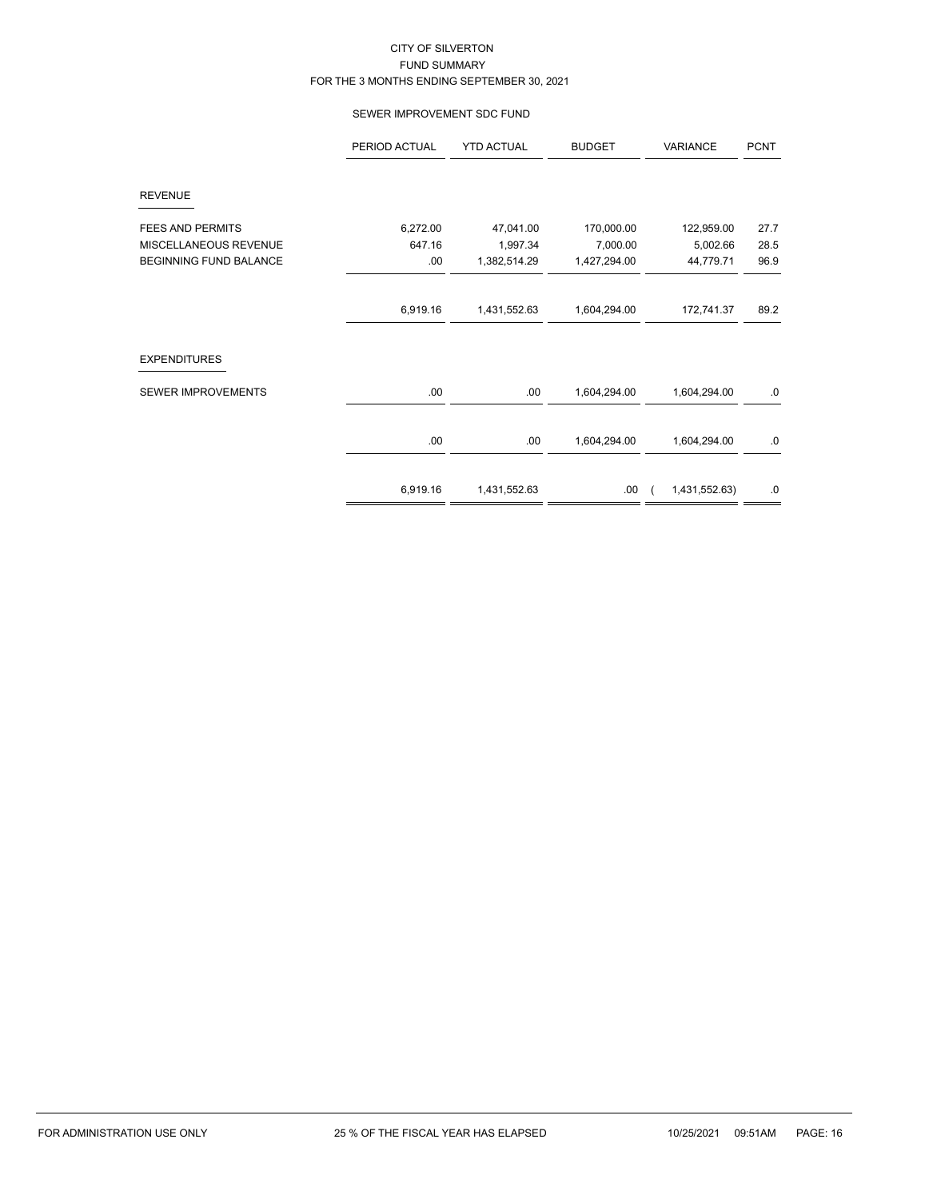CITY OF SILVERTON
FUND SUMMARY
FOR THE 3 MONTHS ENDING SEPTEMBER 30, 2021

SEWER IMPROVEMENT SDC FUND

| | PERIOD ACTUAL | YTD ACTUAL | BUDGET | VARIANCE | PCNT |
|---|---|---|---|---|---|
| **REVENUE** | | | | | |
| FEES AND PERMITS | 6,272.00 | 47,041.00 | 170,000.00 | 122,959.00 | 27.7 |
| MISCELLANEOUS REVENUE | 647.16 | 1,997.34 | 7,000.00 | 5,002.66 | 28.5 |
| BEGINNING FUND BALANCE | .00 | 1,382,514.29 | 1,427,294.00 | 44,779.71 | 96.9 |
| | 6,919.16 | 1,431,552.63 | 1,604,294.00 | 172,741.37 | 89.2 |
| **EXPENDITURES** | | | | | |
| SEWER IMPROVEMENTS | .00 | .00 | 1,604,294.00 | 1,604,294.00 | .0 |
| | .00 | .00 | 1,604,294.00 | 1,604,294.00 | .0 |
| | 6,919.16 | 1,431,552.63 | .00 | ( 1,431,552.63) | .0 |

FOR ADMINISTRATION USE ONLY | 25 % OF THE FISCAL YEAR HAS ELAPSED | 10/25/2021 09:51AM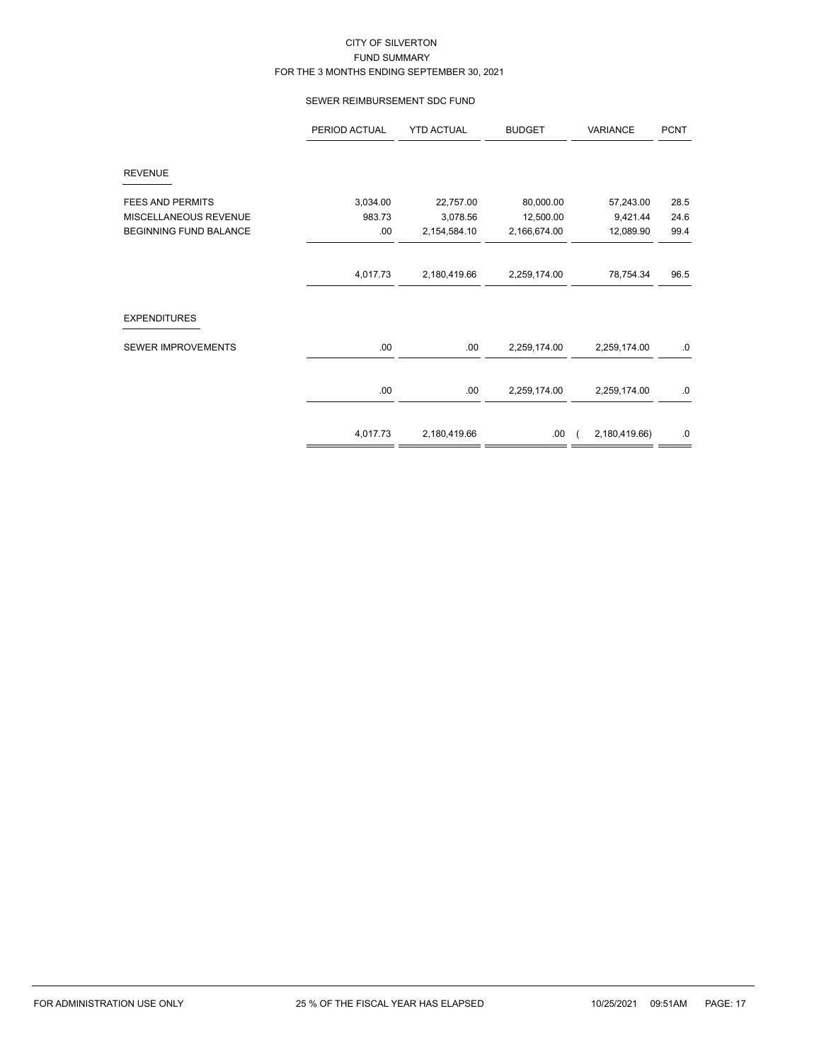CITY OF SILVERTON
FUND SUMMARY
FOR THE 3 MONTHS ENDING SEPTEMBER 30, 2021

SEWER REIMBURSEMENT SDC FUND

| | PERIOD ACTUAL | YTD ACTUAL | BUDGET | VARIANCE | PCNT |
|---|---|---|---|---|---|
| **REVENUE** | | | | | |
| FEES AND PERMITS | 3,034.00 | 22,757.00 | 80,000.00 | 57,243.00 | 28.5 |
| MISCELLANEOUS REVENUE | 983.73 | 3,078.56 | 12,500.00 | 9,421.44 | 24.6 |
| BEGINNING FUND BALANCE | .00 | 2,154,584.10 | 2,166,674.00 | 12,089.90 | 99.4 |
| | 4,017.73 | 2,180,419.66 | 2,259,174.00 | 78,754.34 | 96.5 |
| **EXPENDITURES** | | | | | |
| SEWER IMPROVEMENTS | .00 | .00 | 2,259,174.00 | 2,259,174.00 | .0 |
| | .00 | .00 | 2,259,174.00 | 2,259,174.00 | .0 |
| | 4,017.73 | 2,180,419.66 | .00 | ( 2,180,419.66) | .0 |

FOR ADMINISTRATION USE ONLY    25 % OF THE FISCAL YEAR HAS ELAPSED    10/25/2021 09:51AM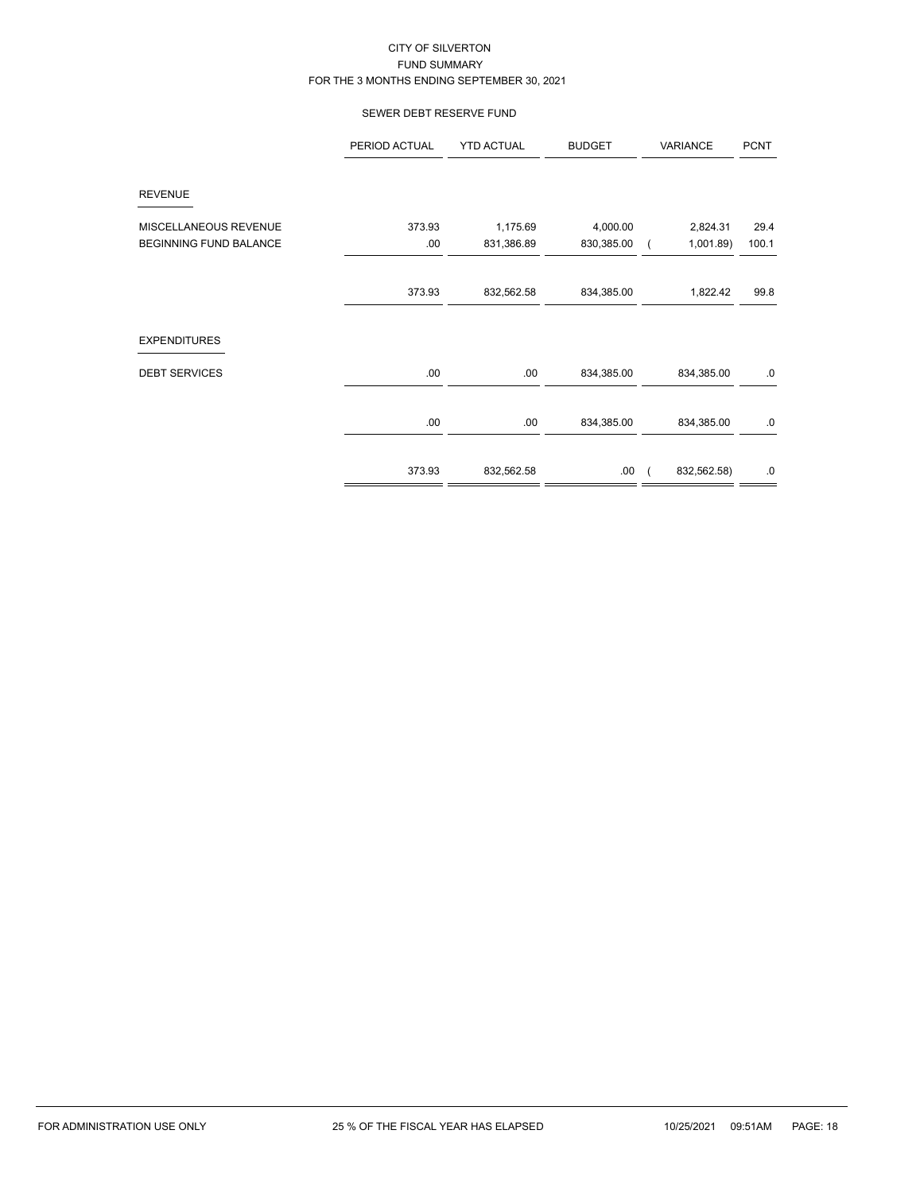CITY OF SILVERTON
FUND SUMMARY
FOR THE 3 MONTHS ENDING SEPTEMBER 30, 2021

SEWER DEBT RESERVE FUND

| | PERIOD ACTUAL | YTD ACTUAL | BUDGET | VARIANCE | PCNT |
|---|---|---|---|---|---|
| REVENUE | | | | | |
| MISCELLANEOUS REVENUE | 373.93 | 1,175.69 | 4,000.00 | 2,824.31 | 29.4 |
| BEGINNING FUND BALANCE | .00 | 831,386.89 | 830,385.00 | ( 1,001.89) | 100.1 |
| | 373.93 | 832,562.58 | 834,385.00 | 1,822.42 | 99.8 |
| EXPENDITURES | | | | | |
| DEBT SERVICES | .00 | .00 | 834,385.00 | 834,385.00 | .0 |
| | .00 | .00 | 834,385.00 | 834,385.00 | .0 |
| | 373.93 | 832,562.58 | .00 | ( 832,562.58) | .0 |

FOR ADMINISTRATION USE ONLY 25 % OF THE FISCAL YEAR HAS ELAPSED 10/25/2021 09:51AM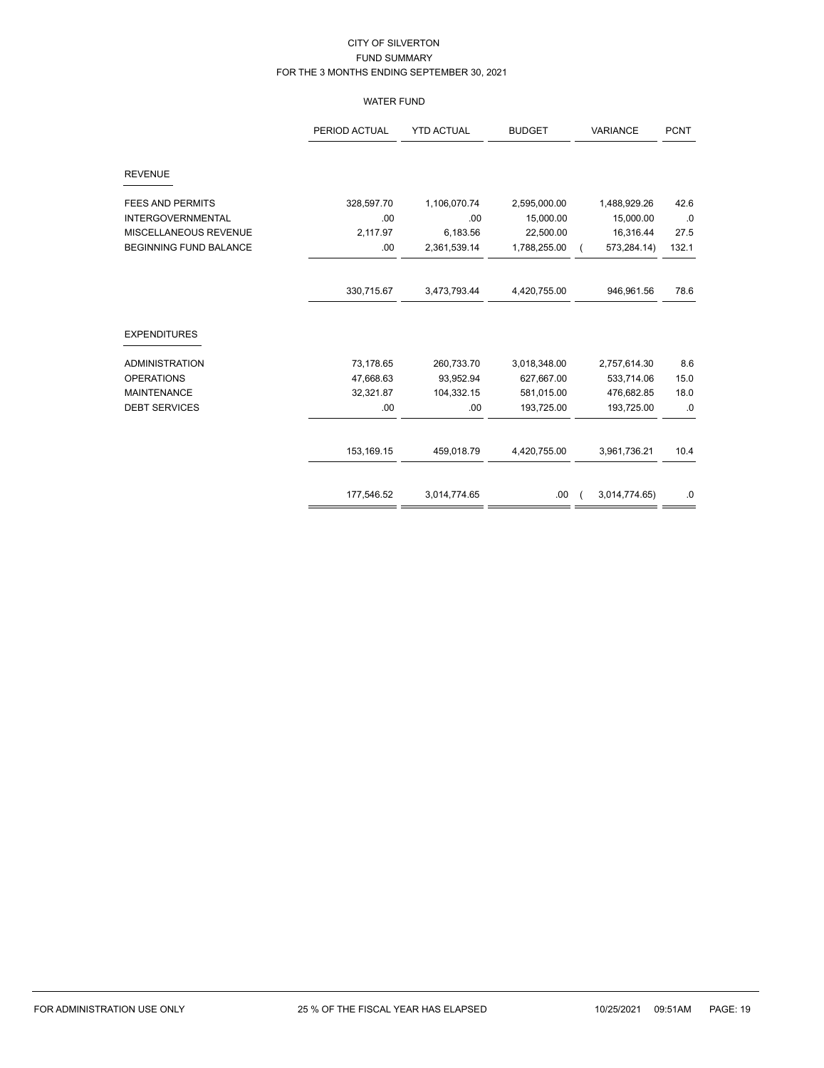CITY OF SILVERTON
FUND SUMMARY
FOR THE 3 MONTHS ENDING SEPTEMBER 30, 2021

WATER FUND

| | PERIOD ACTUAL | YTD ACTUAL | BUDGET | VARIANCE | PCNT |
|---|---|---|---|---|---|
| **REVENUE** | | | | | |
| FEES AND PERMITS | 328,597.70 | 1,106,070.74 | 2,595,000.00 | 1,488,929.26 | 42.6 |
| INTERGOVERNMENTAL | .00 | .00 | 15,000.00 | 15,000.00 | .0 |
| MISCELLANEOUS REVENUE | 2,117.97 | 6,183.56 | 22,500.00 | 16,316.44 | 27.5 |
| BEGINNING FUND BALANCE | .00 | 2,361,539.14 | 1,788,255.00 | ( 573,284.14) | 132.1 |
| | 330,715.67 | 3,473,793.44 | 4,420,755.00 | 946,961.56 | 78.6 |
| **EXPENDITURES** | | | | | |
| ADMINISTRATION | 73,178.65 | 260,733.70 | 3,018,348.00 | 2,757,614.30 | 8.6 |
| OPERATIONS | 47,668.63 | 93,952.94 | 627,667.00 | 533,714.06 | 15.0 |
| MAINTENANCE | 32,321.87 | 104,332.15 | 581,015.00 | 476,682.85 | 18.0 |
| DEBT SERVICES | .00 | .00 | 193,725.00 | 193,725.00 | .0 |
| | 153,169.15 | 459,018.79 | 4,420,755.00 | 3,961,736.21 | 10.4 |
| | 177,546.52 | 3,014,774.65 | .00 | ( 3,014,774.65) | .0 |

FOR ADMINISTRATION USE ONLY 25 % OF THE FISCAL YEAR HAS ELAPSED 10/25/2021 09:51AM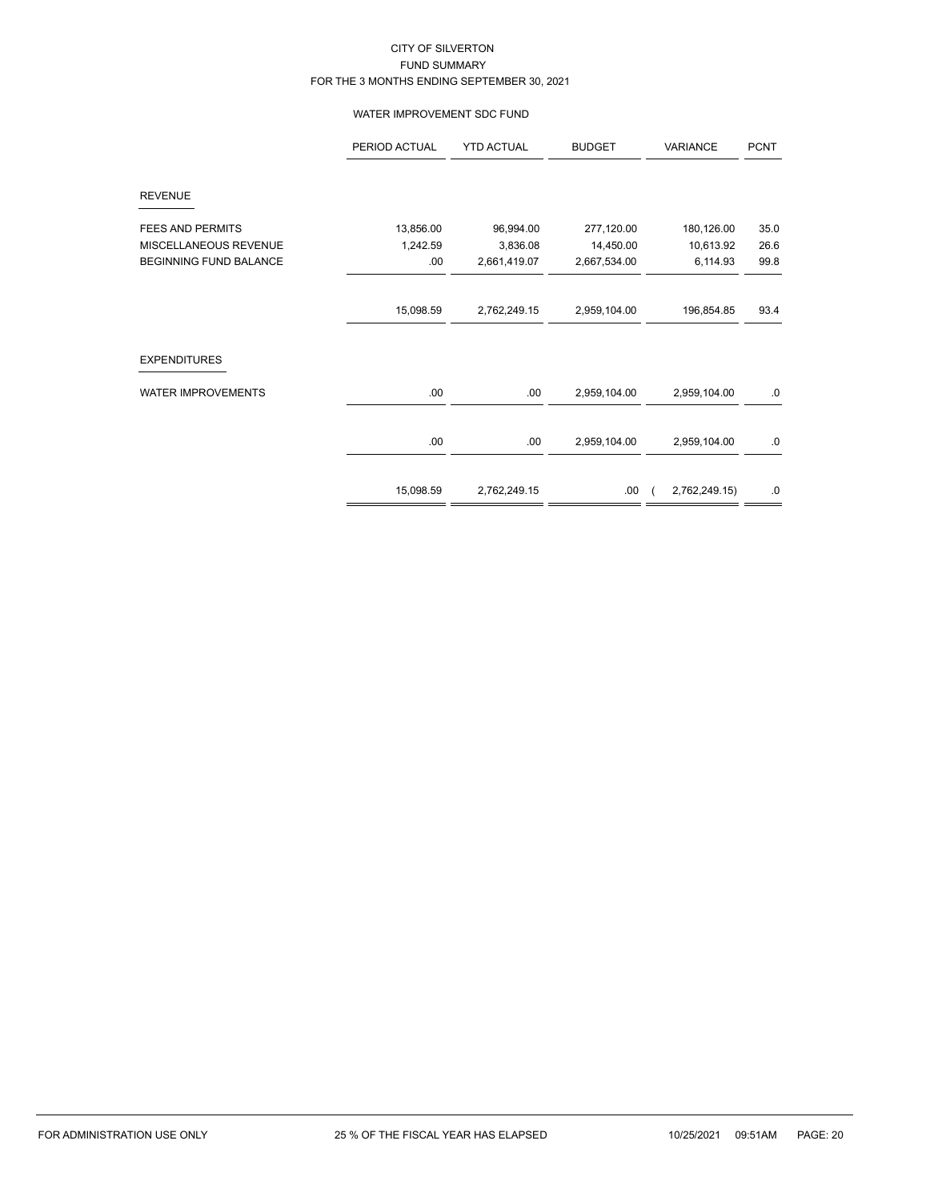# CITY OF SILVERTON
## FUND SUMMARY
### FOR THE 3 MONTHS ENDING SEPTEMBER 30, 2021

#### WATER IMPROVEMENT SDC FUND

| | PERIOD ACTUAL | YTD ACTUAL | BUDGET | VARIANCE | PCNT |
|---|---|---|---|---|---|
| **REVENUE** | | | | | |
| FEES AND PERMITS | 13,856.00 | 96,994.00 | 277,120.00 | 180,126.00 | 35.0 |
| MISCELLANEOUS REVENUE | 1,242.59 | 3,836.08 | 14,450.00 | 10,613.92 | 26.6 |
| BEGINNING FUND BALANCE | .00 | 2,661,419.07 | 2,667,534.00 | 6,114.93 | 99.8 |
| | 15,098.59 | 2,762,249.15 | 2,959,104.00 | 196,854.85 | 93.4 |
| **EXPENDITURES** | | | | | |
| WATER IMPROVEMENTS | .00 | .00 | 2,959,104.00 | 2,959,104.00 | .0 |
| | .00 | .00 | 2,959,104.00 | 2,959,104.00 | .0 |
| | 15,098.59 | 2,762,249.15 | .00 | ( 2,762,249.15) | .0 |

FOR ADMINISTRATION USE ONLY 25 % OF THE FISCAL YEAR HAS ELAPSED 10/25/2021 09:51AM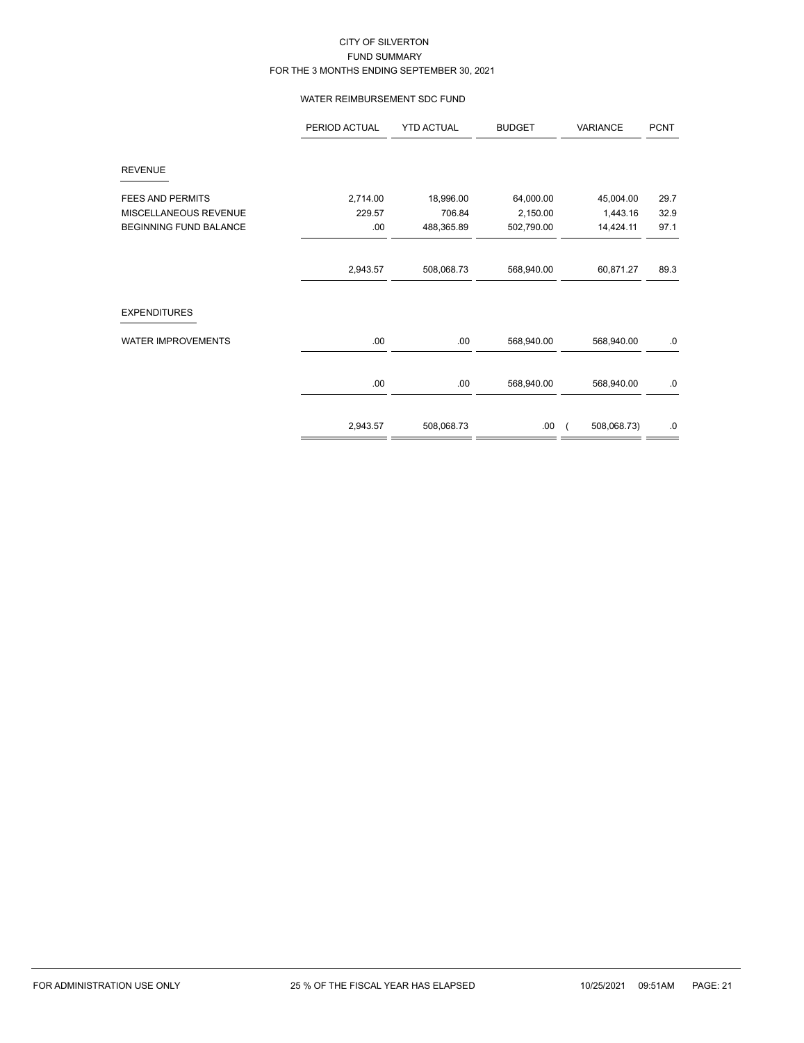CITY OF SILVERTON
FUND SUMMARY
FOR THE 3 MONTHS ENDING SEPTEMBER 30, 2021

WATER REIMBURSEMENT SDC FUND

| | PERIOD ACTUAL | YTD ACTUAL | BUDGET | VARIANCE | PCNT |
|---|---|---|---|---|---|
| **REVENUE** | | | | | |
| FEES AND PERMITS | 2,714.00 | 18,996.00 | 64,000.00 | 45,004.00 | 29.7 |
| MISCELLANEOUS REVENUE | 229.57 | 706.84 | 2,150.00 | 1,443.16 | 32.9 |
| BEGINNING FUND BALANCE | .00 | 488,365.89 | 502,790.00 | 14,424.11 | 97.1 |
| | 2,943.57 | 508,068.73 | 568,940.00 | 60,871.27 | 89.3 |
| **EXPENDITURES** | | | | | |
| WATER IMPROVEMENTS | .00 | .00 | 568,940.00 | 568,940.00 | .0 |
| | .00 | .00 | 568,940.00 | 568,940.00 | .0 |
| | 2,943.57 | 508,068.73 | .00 | ( 508,068.73) | .0 |

FOR ADMINISTRATION USE ONLY 25 % OF THE FISCAL YEAR HAS ELAPSED 10/25/2021 09:51AM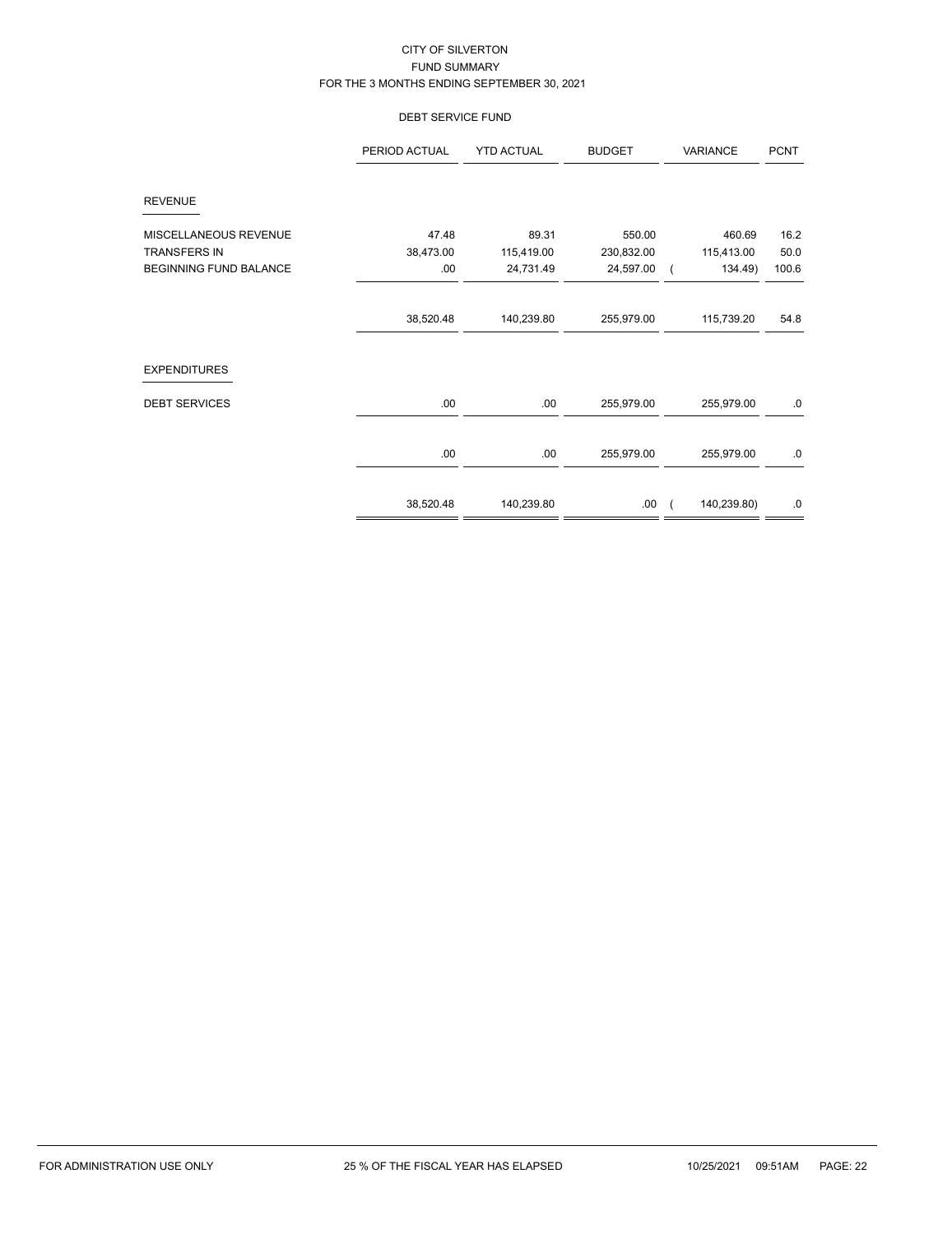# CITY OF SILVERTON
## FUND SUMMARY
### FOR THE 3 MONTHS ENDING SEPTEMBER 30, 2021

#### DEBT SERVICE FUND

| | PERIOD ACTUAL | YTD ACTUAL | BUDGET | VARIANCE | PCNT |
|---|---|---|---|---|---|
| **REVENUE** | | | | | |
| MISCELLANEOUS REVENUE | 47.48 | 89.31 | 550.00 | 460.69 | 16.2 |
| TRANSFERS IN | 38,473.00 | 115,419.00 | 230,832.00 | 115,413.00 | 50.0 |
| BEGINNING FUND BALANCE | .00 | 24,731.49 | 24,597.00 | ( 134.49) | 100.6 |
| | 38,520.48 | 140,239.80 | 255,979.00 | 115,739.20 | 54.8 |
| **EXPENDITURES** | | | | | |
| DEBT SERVICES | .00 | .00 | 255,979.00 | 255,979.00 | .0 |
| | .00 | .00 | 255,979.00 | 255,979.00 | .0 |
| | 38,520.48 | 140,239.80 | .00 | ( 140,239.80) | .0 |

FOR ADMINISTRATION USE ONLY | 25 % OF THE FISCAL YEAR HAS ELAPSED | 10/25/2021 09:51AM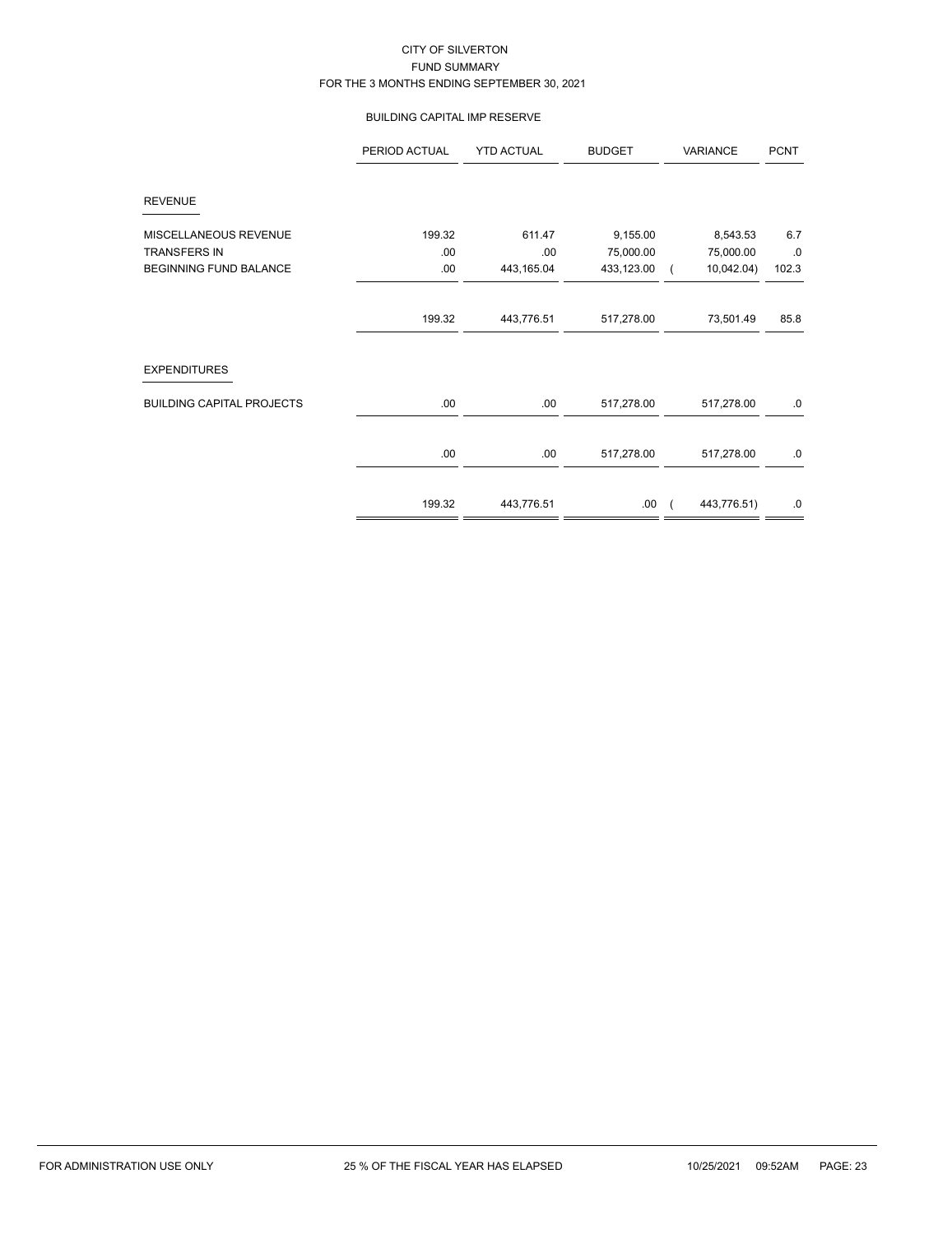CITY OF SILVERTON
FUND SUMMARY
FOR THE 3 MONTHS ENDING SEPTEMBER 30, 2021

BUILDING CAPITAL IMP RESERVE

| | PERIOD ACTUAL | YTD ACTUAL | BUDGET | VARIANCE | PCNT |
|---|---|---|---|---|---|
| **REVENUE** | | | | | |
| MISCELLANEOUS REVENUE | 199.32 | 611.47 | 9,155.00 | 8,543.53 | 6.7 |
| TRANSFERS IN | .00 | .00 | 75,000.00 | 75,000.00 | .0 |
| BEGINNING FUND BALANCE | .00 | 443,165.04 | 433,123.00 | ( 10,042.04) | 102.3 |
| | 199.32 | 443,776.51 | 517,278.00 | 73,501.49 | 85.8 |
| **EXPENDITURES** | | | | | |
| BUILDING CAPITAL PROJECTS | .00 | .00 | 517,278.00 | 517,278.00 | .0 |
| | .00 | .00 | 517,278.00 | 517,278.00 | .0 |
| | 199.32 | 443,776.51 | .00 | ( 443,776.51) | .0 |

FOR ADMINISTRATION USE ONLY 25 % OF THE FISCAL YEAR HAS ELAPSED 10/25/2021 09:52AM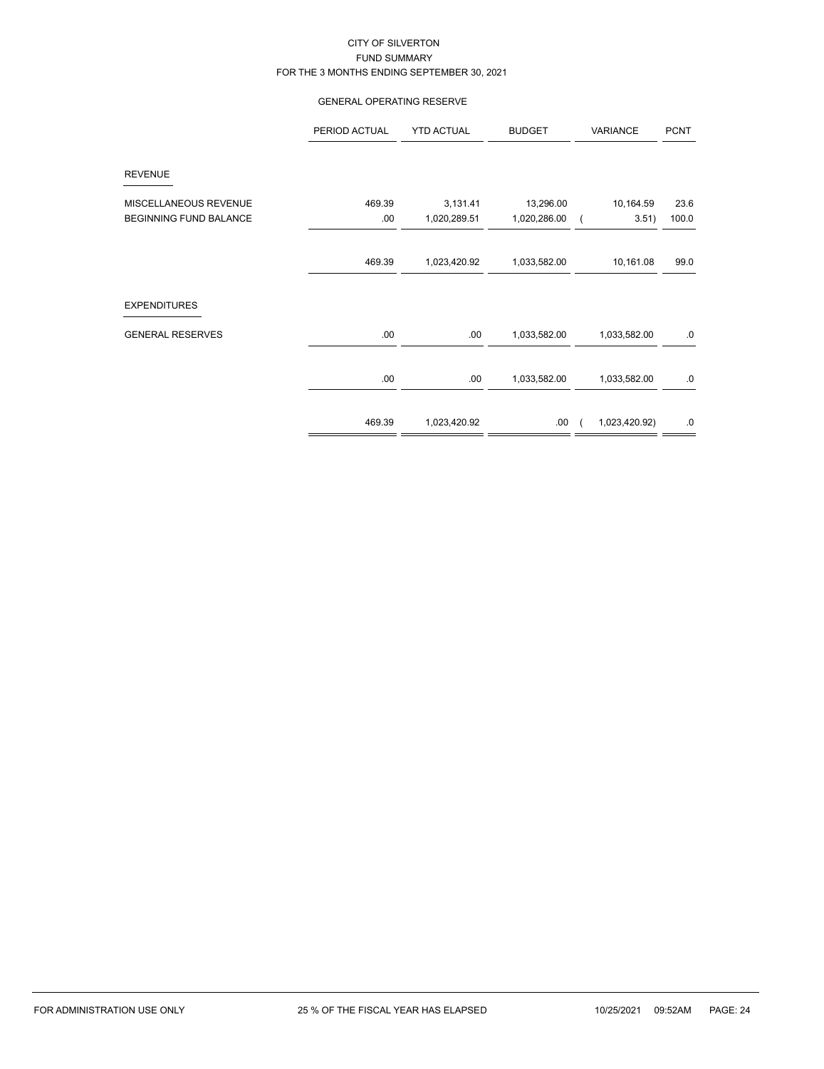CITY OF SILVERTON
FUND SUMMARY
FOR THE 3 MONTHS ENDING SEPTEMBER 30, 2021

GENERAL OPERATING RESERVE

| | PERIOD ACTUAL | YTD ACTUAL | BUDGET | VARIANCE | PCNT |
|---|---|---|---|---|---|
| **REVENUE** | | | | | |
| MISCELLANEOUS REVENUE | 469.39 | 3,131.41 | 13,296.00 | 10,164.59 | 23.6 |
| BEGINNING FUND BALANCE | .00 | 1,020,289.51 | 1,020,286.00 | ( 3.51) | 100.0 |
| | 469.39 | 1,023,420.92 | 1,033,582.00 | 10,161.08 | 99.0 |
| **EXPENDITURES** | | | | | |
| GENERAL RESERVES | .00 | .00 | 1,033,582.00 | 1,033,582.00 | .0 |
| | .00 | .00 | 1,033,582.00 | 1,033,582.00 | .0 |
| | 469.39 | 1,023,420.92 | .00 | ( 1,023,420.92) | .0 |

FOR ADMINISTRATION USE ONLY 25 % OF THE FISCAL YEAR HAS ELAPSED 10/25/2021 09:52AM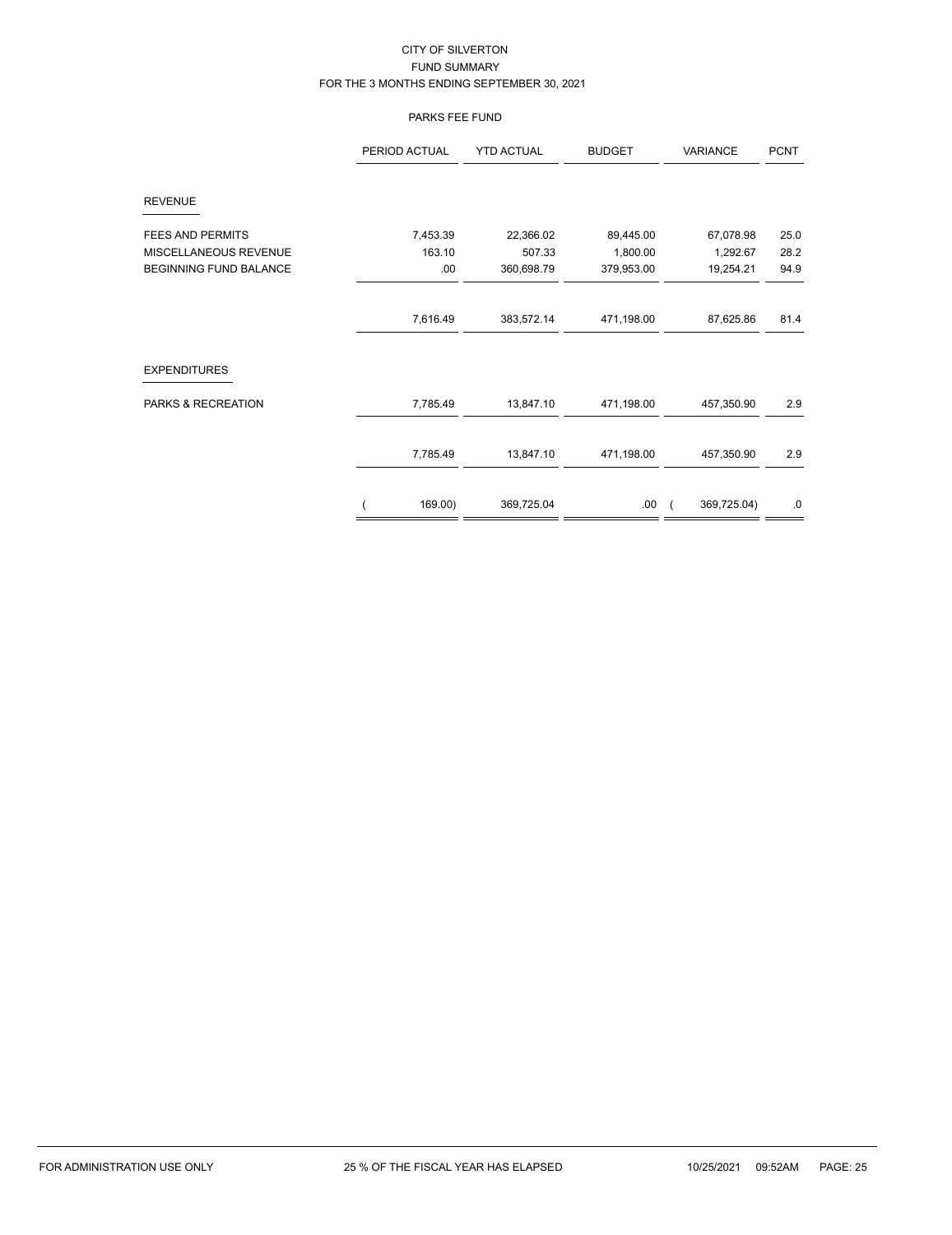# CITY OF SILVERTON

## FUND SUMMARY

### FOR THE 3 MONTHS ENDING SEPTEMBER 30, 2021

### PARKS FEE FUND

| | PERIOD ACTUAL | YTD ACTUAL | BUDGET | VARIANCE | PCNT |
|---|---|---|---|---|---|
| **REVENUE** | | | | | |
| FEES AND PERMITS | 7,453.39 | 22,366.02 | 89,445.00 | 67,078.98 | 25.0 |
| MISCELLANEOUS REVENUE | 163.10 | 507.33 | 1,800.00 | 1,292.67 | 28.2 |
| BEGINNING FUND BALANCE | .00 | 360,698.79 | 379,953.00 | 19,254.21 | 94.9 |
| | 7,616.49 | 383,572.14 | 471,198.00 | 87,625.86 | 81.4 |
| **EXPENDITURES** | | | | | |
| PARKS & RECREATION | 7,785.49 | 13,847.10 | 471,198.00 | 457,350.90 | 2.9 |
| | 7,785.49 | 13,847.10 | 471,198.00 | 457,350.90 | 2.9 |
| | ( 169.00) | 369,725.04 | .00 | ( 369,725.04) | .0 |

FOR ADMINISTRATION USE ONLY — 25 % OF THE FISCAL YEAR HAS ELAPSED — 10/25/2021 09:52AM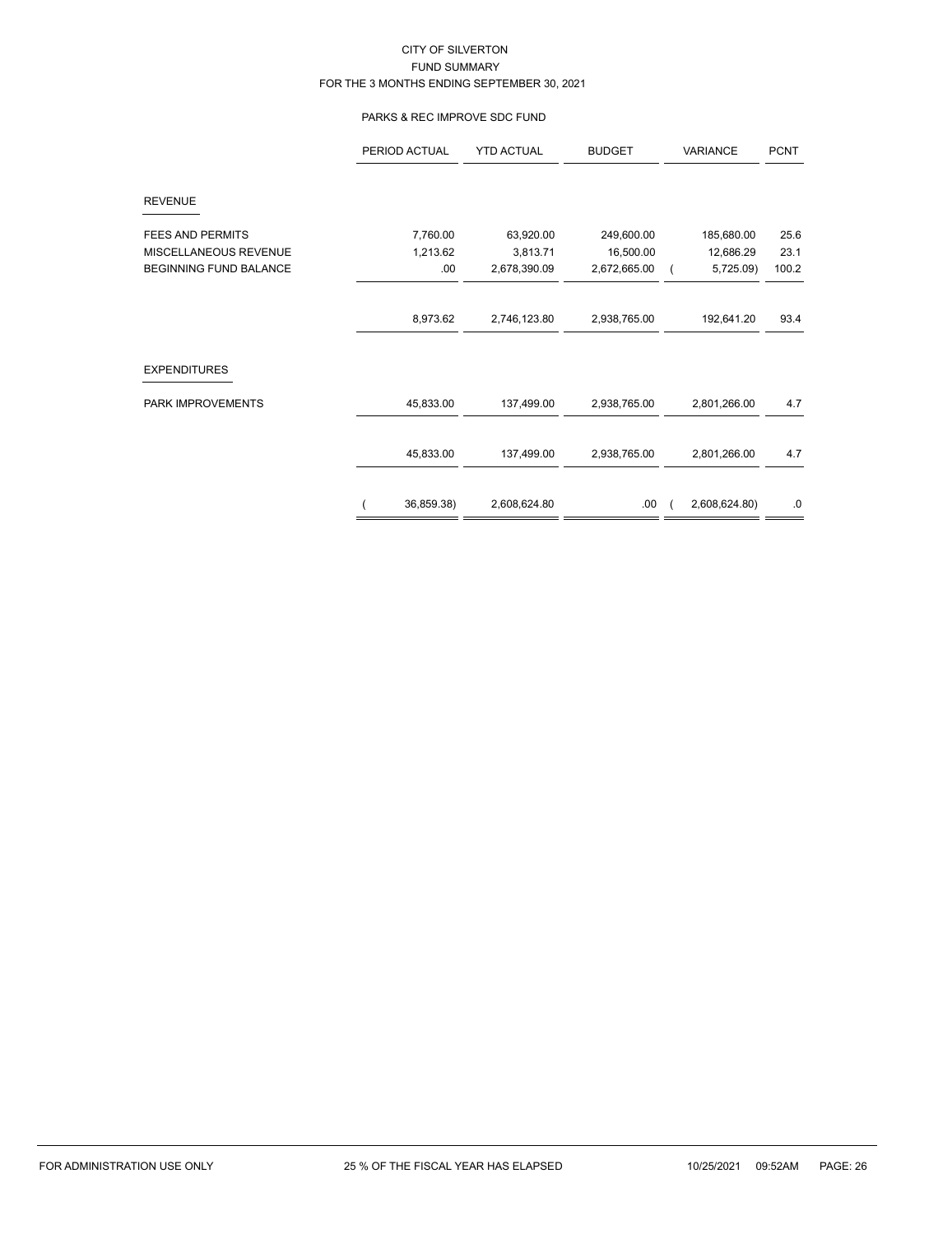CITY OF SILVERTON
FUND SUMMARY
FOR THE 3 MONTHS ENDING SEPTEMBER 30, 2021

PARKS & REC IMPROVE SDC FUND

| | PERIOD ACTUAL | YTD ACTUAL | BUDGET | VARIANCE | PCNT |
|---|---|---|---|---|---|
| REVENUE | | | | | |
| FEES AND PERMITS | 7,760.00 | 63,920.00 | 249,600.00 | 185,680.00 | 25.6 |
| MISCELLANEOUS REVENUE | 1,213.62 | 3,813.71 | 16,500.00 | 12,686.29 | 23.1 |
| BEGINNING FUND BALANCE | .00 | 2,678,390.09 | 2,672,665.00 | ( 5,725.09) | 100.2 |
| | 8,973.62 | 2,746,123.80 | 2,938,765.00 | 192,641.20 | 93.4 |
| EXPENDITURES | | | | | |
| PARK IMPROVEMENTS | 45,833.00 | 137,499.00 | 2,938,765.00 | 2,801,266.00 | 4.7 |
| | 45,833.00 | 137,499.00 | 2,938,765.00 | 2,801,266.00 | 4.7 |
| | ( 36,859.38) | 2,608,624.80 | .00 | ( 2,608,624.80) | .0 |

FOR ADMINISTRATION USE ONLY　　25 % OF THE FISCAL YEAR HAS ELAPSED　　10/25/2021 09:52AM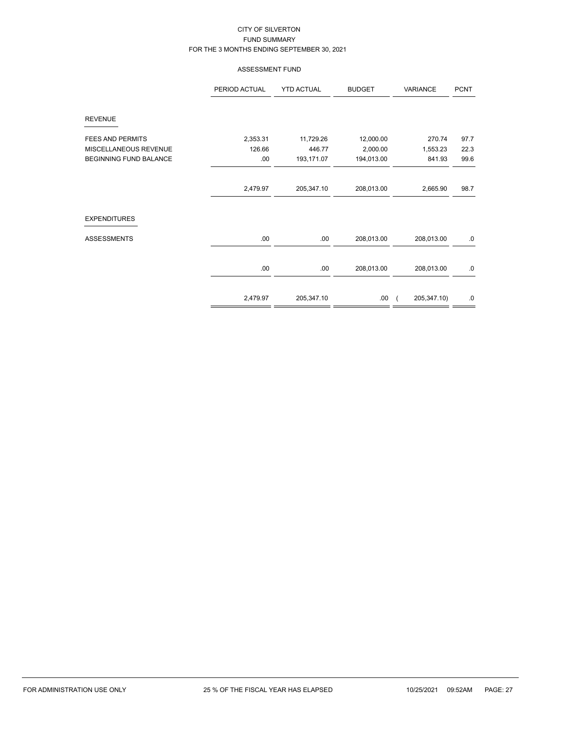# CITY OF SILVERTON
## FUND SUMMARY
### FOR THE 3 MONTHS ENDING SEPTEMBER 30, 2021

### ASSESSMENT FUND

| | PERIOD ACTUAL | YTD ACTUAL | BUDGET | VARIANCE | PCNT |
|---|---|---|---|---|---|
| **REVENUE** | | | | | |
| FEES AND PERMITS | 2,353.31 | 11,729.26 | 12,000.00 | 270.74 | 97.7 |
| MISCELLANEOUS REVENUE | 126.66 | 446.77 | 2,000.00 | 1,553.23 | 22.3 |
| BEGINNING FUND BALANCE | .00 | 193,171.07 | 194,013.00 | 841.93 | 99.6 |
| | 2,479.97 | 205,347.10 | 208,013.00 | 2,665.90 | 98.7 |
| **EXPENDITURES** | | | | | |
| ASSESSMENTS | .00 | .00 | 208,013.00 | 208,013.00 | .0 |
| | .00 | .00 | 208,013.00 | 208,013.00 | .0 |
| | 2,479.97 | 205,347.10 | .00 | ( 205,347.10) | .0 |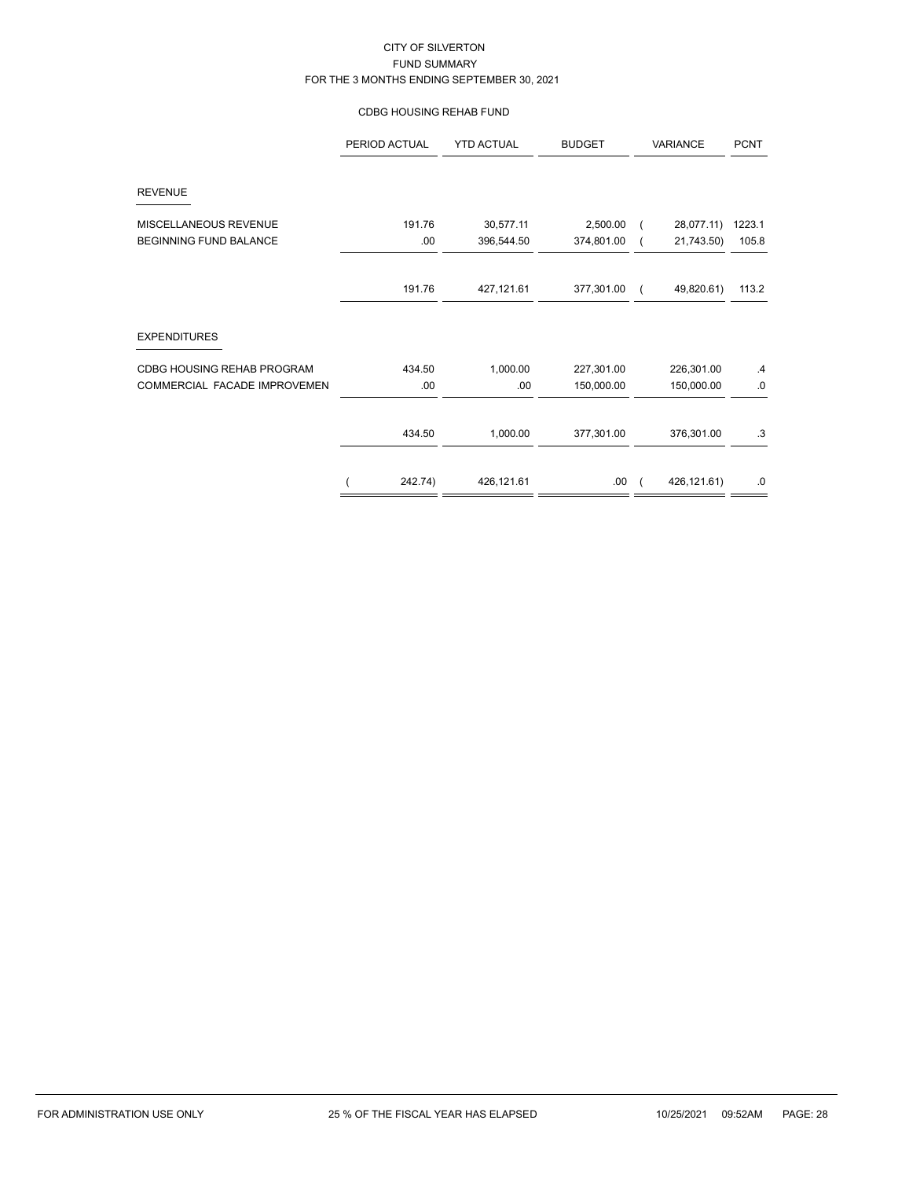CITY OF SILVERTON
FUND SUMMARY
FOR THE 3 MONTHS ENDING SEPTEMBER 30, 2021

CDBG HOUSING REHAB FUND

| | PERIOD ACTUAL | YTD ACTUAL | BUDGET | VARIANCE | PCNT |
|---|---|---|---|---|---|
| **REVENUE** | | | | | |
| MISCELLANEOUS REVENUE | 191.76 | 30,577.11 | 2,500.00 | ( 28,077.11) | 1223.1 |
| BEGINNING FUND BALANCE | .00 | 396,544.50 | 374,801.00 | ( 21,743.50) | 105.8 |
| | 191.76 | 427,121.61 | 377,301.00 | ( 49,820.61) | 113.2 |
| **EXPENDITURES** | | | | | |
| CDBG HOUSING REHAB PROGRAM | 434.50 | 1,000.00 | 227,301.00 | 226,301.00 | .4 |
| COMMERCIAL FACADE IMPROVEMEN | .00 | .00 | 150,000.00 | 150,000.00 | .0 |
| | 434.50 | 1,000.00 | 377,301.00 | 376,301.00 | .3 |
| | ( 242.74) | 426,121.61 | .00 | ( 426,121.61) | .0 |

FOR ADMINISTRATION USE ONLY    25 % OF THE FISCAL YEAR HAS ELAPSED    10/25/2021 09:52AM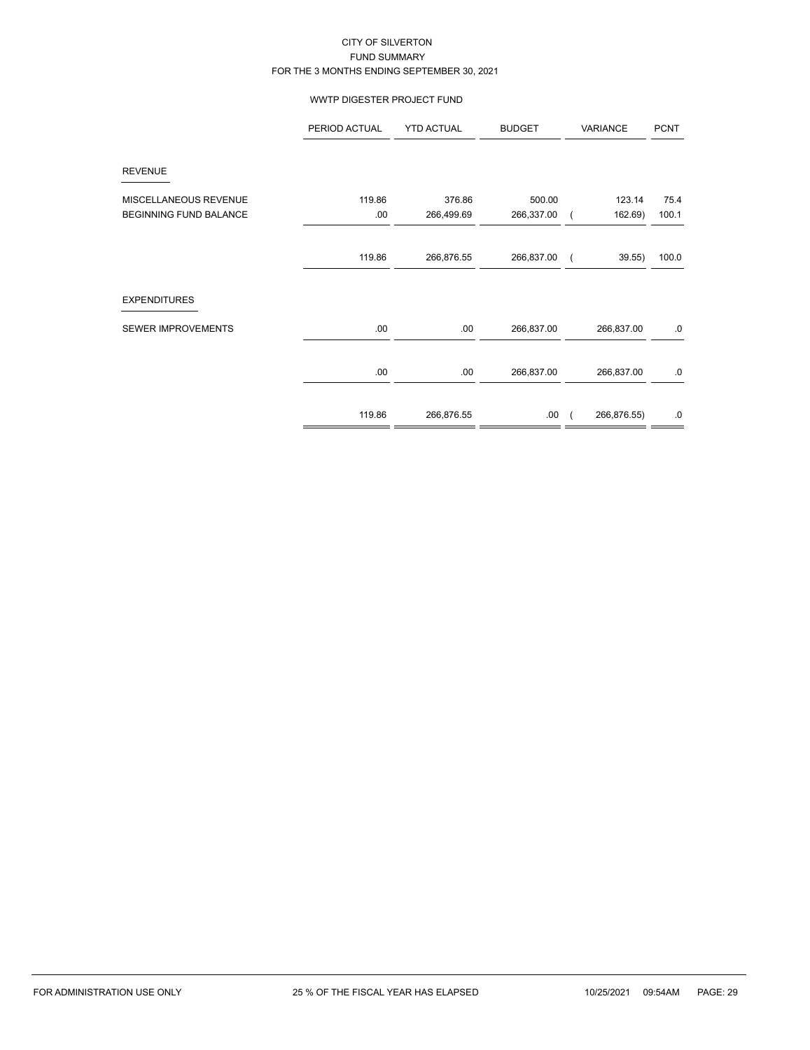CITY OF SILVERTON
FUND SUMMARY
FOR THE 3 MONTHS ENDING SEPTEMBER 30, 2021

WWTP DIGESTER PROJECT FUND

| | PERIOD ACTUAL | YTD ACTUAL | BUDGET | VARIANCE | PCNT |
|---|---|---|---|---|---|
| REVENUE | | | | | |
| MISCELLANEOUS REVENUE | 119.86 | 376.86 | 500.00 | 123.14 | 75.4 |
| BEGINNING FUND BALANCE | .00 | 266,499.69 | 266,337.00 | ( 162.69) | 100.1 |
| | 119.86 | 266,876.55 | 266,837.00 | ( 39.55) | 100.0 |
| EXPENDITURES | | | | | |
| SEWER IMPROVEMENTS | .00 | .00 | 266,837.00 | 266,837.00 | .0 |
| | .00 | .00 | 266,837.00 | 266,837.00 | .0 |
| | 119.86 | 266,876.55 | .00 | ( 266,876.55) | .0 |

FOR ADMINISTRATION USE ONLY 25 % OF THE FISCAL YEAR HAS ELAPSED 10/25/2021 09:54AM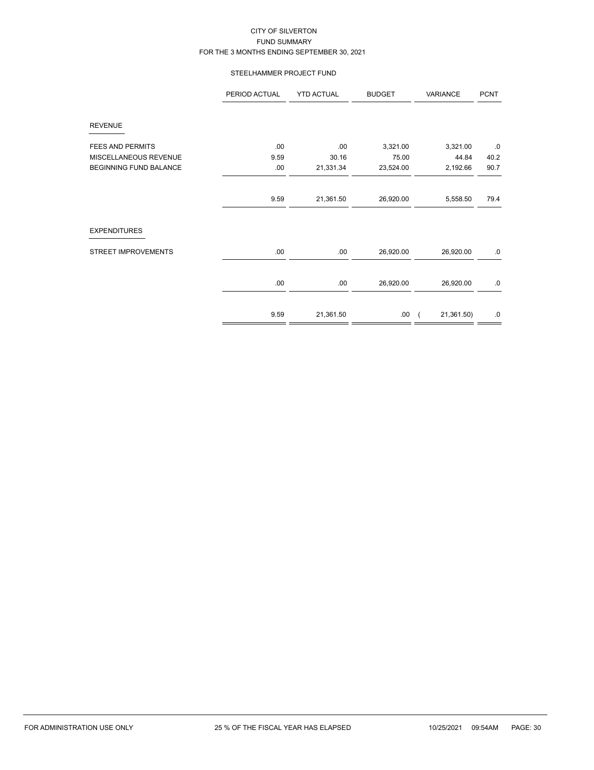CITY OF SILVERTON
FUND SUMMARY
FOR THE 3 MONTHS ENDING SEPTEMBER 30, 2021

STEELHAMMER PROJECT FUND

| | PERIOD ACTUAL | YTD ACTUAL | BUDGET | VARIANCE | PCNT |
|---|---|---|---|---|---|
| **REVENUE** | | | | | |
| FEES AND PERMITS | .00 | .00 | 3,321.00 | 3,321.00 | .0 |
| MISCELLANEOUS REVENUE | 9.59 | 30.16 | 75.00 | 44.84 | 40.2 |
| BEGINNING FUND BALANCE | .00 | 21,331.34 | 23,524.00 | 2,192.66 | 90.7 |
| | 9.59 | 21,361.50 | 26,920.00 | 5,558.50 | 79.4 |
| **EXPENDITURES** | | | | | |
| STREET IMPROVEMENTS | .00 | .00 | 26,920.00 | 26,920.00 | .0 |
| | .00 | .00 | 26,920.00 | 26,920.00 | .0 |
| | 9.59 | 21,361.50 | .00 | ( 21,361.50) | .0 |

FOR ADMINISTRATION USE ONLY 25 % OF THE FISCAL YEAR HAS ELAPSED 10/25/2021 09:54AM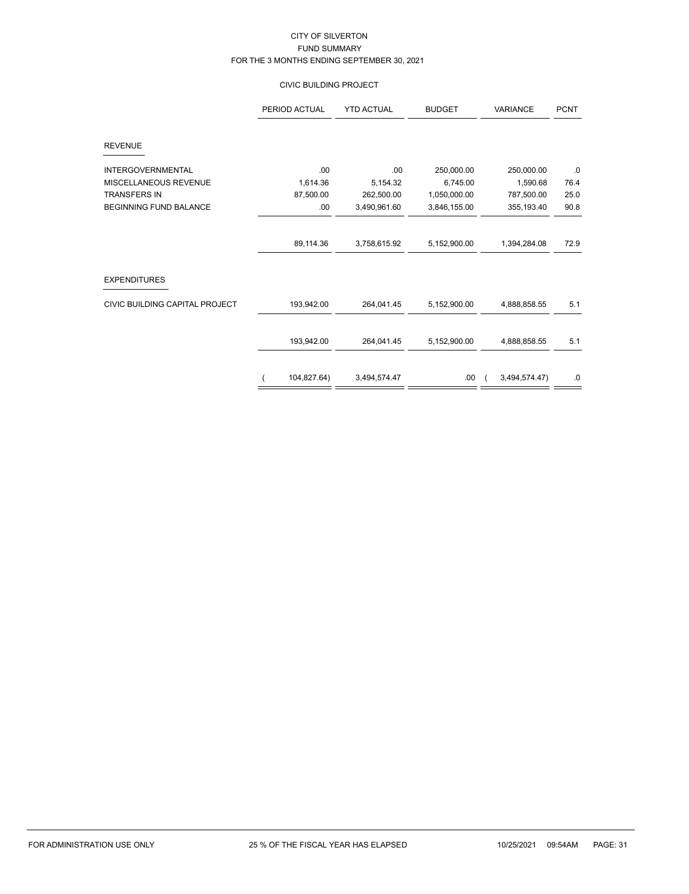CITY OF SILVERTON
FUND SUMMARY
FOR THE 3 MONTHS ENDING SEPTEMBER 30, 2021

CIVIC BUILDING PROJECT

| | PERIOD ACTUAL | YTD ACTUAL | BUDGET | VARIANCE | PCNT |
|---|---|---|---|---|---|
| **REVENUE** | | | | | |
| INTERGOVERNMENTAL | .00 | .00 | 250,000.00 | 250,000.00 | .0 |
| MISCELLANEOUS REVENUE | 1,614.36 | 5,154.32 | 6,745.00 | 1,590.68 | 76.4 |
| TRANSFERS IN | 87,500.00 | 262,500.00 | 1,050,000.00 | 787,500.00 | 25.0 |
| BEGINNING FUND BALANCE | .00 | 3,490,961.60 | 3,846,155.00 | 355,193.40 | 90.8 |
| | 89,114.36 | 3,758,615.92 | 5,152,900.00 | 1,394,284.08 | 72.9 |
| **EXPENDITURES** | | | | | |
| CIVIC BUILDING CAPITAL PROJECT | 193,942.00 | 264,041.45 | 5,152,900.00 | 4,888,858.55 | 5.1 |
| | 193,942.00 | 264,041.45 | 5,152,900.00 | 4,888,858.55 | 5.1 |
| | ( 104,827.64) | 3,494,574.47 | .00 | ( 3,494,574.47) | .0 |

FOR ADMINISTRATION USE ONLY | 25 % OF THE FISCAL YEAR HAS ELAPSED | 10/25/2021 09:54AM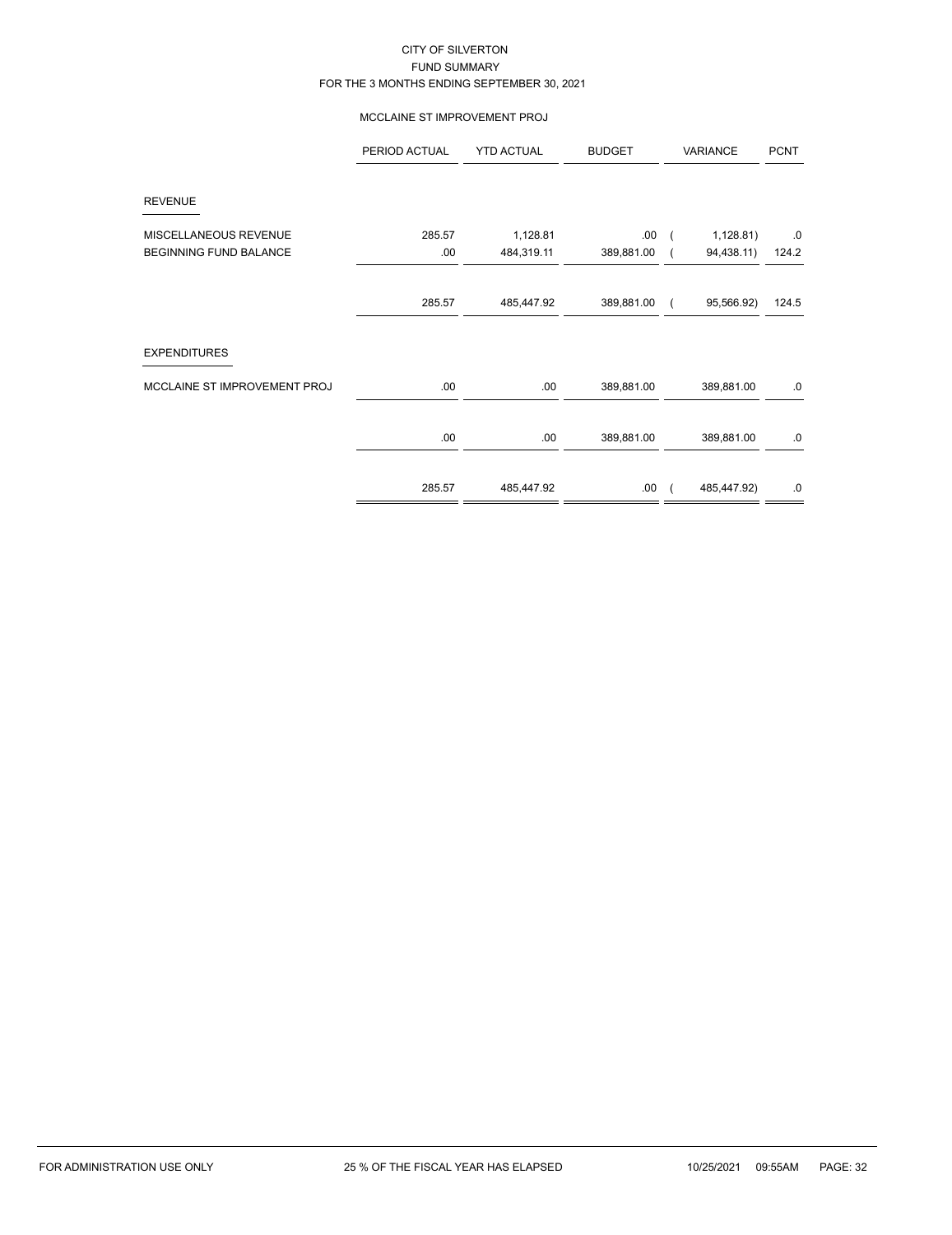CITY OF SILVERTON
FUND SUMMARY
FOR THE 3 MONTHS ENDING SEPTEMBER 30, 2021

MCCLAINE ST IMPROVEMENT PROJ

| | PERIOD ACTUAL | YTD ACTUAL | BUDGET | VARIANCE | PCNT |
|---|---|---|---|---|---|
| REVENUE | | | | | |
| MISCELLANEOUS REVENUE | 285.57 | 1,128.81 | .00 | ( 1,128.81) | .0 |
| BEGINNING FUND BALANCE | .00 | 484,319.11 | 389,881.00 | ( 94,438.11) | 124.2 |
| | 285.57 | 485,447.92 | 389,881.00 | ( 95,566.92) | 124.5 |
| EXPENDITURES | | | | | |
| MCCLAINE ST IMPROVEMENT PROJ | .00 | .00 | 389,881.00 | 389,881.00 | .0 |
| | .00 | .00 | 389,881.00 | 389,881.00 | .0 |
| | 285.57 | 485,447.92 | .00 | ( 485,447.92) | .0 |

FOR ADMINISTRATION USE ONLY — 25 % OF THE FISCAL YEAR HAS ELAPSED — 10/25/2021 09:55AM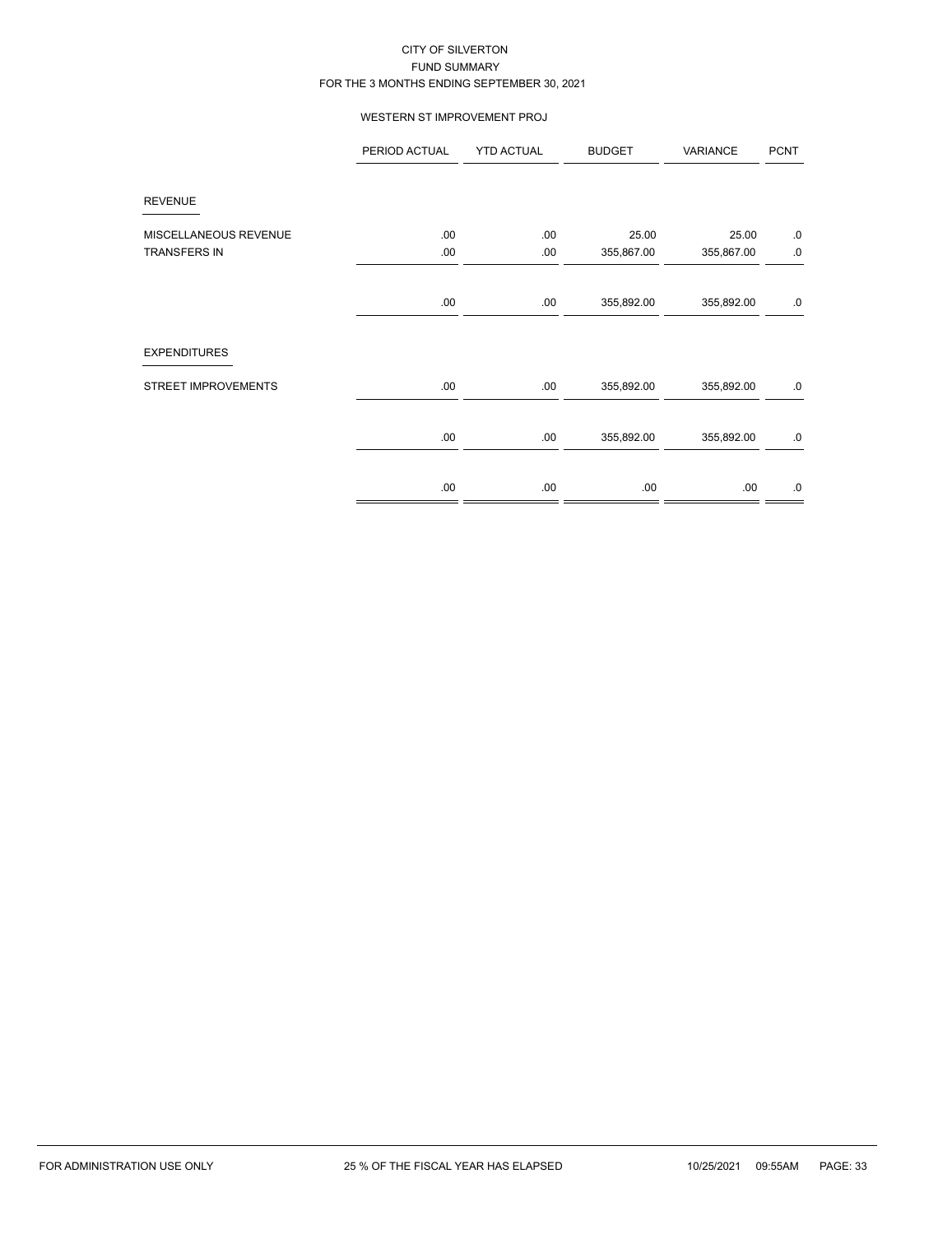# CITY OF SILVERTON

## FUND SUMMARY

### FOR THE 3 MONTHS ENDING SEPTEMBER 30, 2021

#### WESTERN ST IMPROVEMENT PROJ

| | PERIOD ACTUAL | YTD ACTUAL | BUDGET | VARIANCE | PCNT |
|---|---|---|---|---|---|
| **REVENUE** | | | | | |
| MISCELLANEOUS REVENUE | .00 | .00 | 25.00 | 25.00 | .0 |
| TRANSFERS IN | .00 | .00 | 355,867.00 | 355,867.00 | .0 |
| | .00 | .00 | 355,892.00 | 355,892.00 | .0 |
| **EXPENDITURES** | | | | | |
| STREET IMPROVEMENTS | .00 | .00 | 355,892.00 | 355,892.00 | .0 |
| | .00 | .00 | 355,892.00 | 355,892.00 | .0 |
| | .00 | .00 | .00 | .00 | .0 |

FOR ADMINISTRATION USE ONLY 25 % OF THE FISCAL YEAR HAS ELAPSED 10/25/2021 09:55AM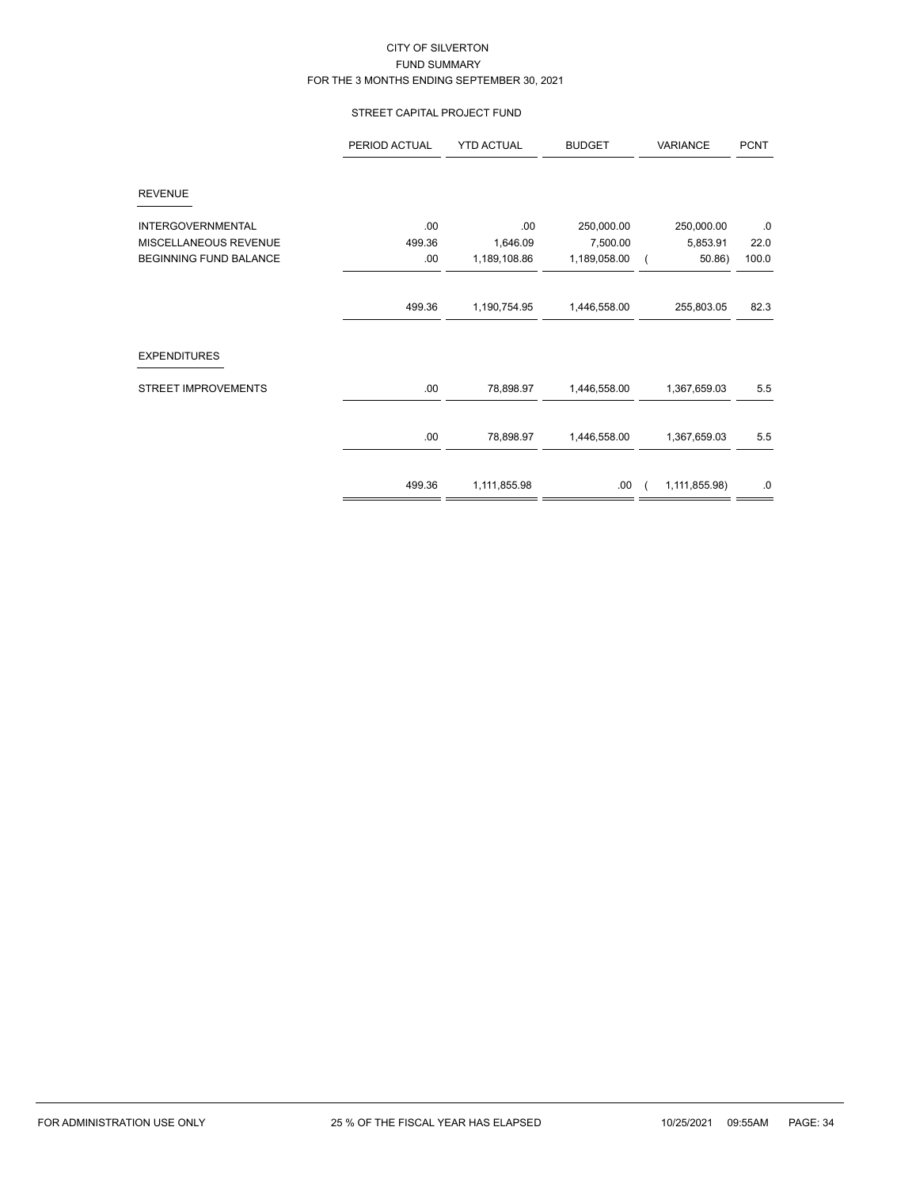# CITY OF SILVERTON
## FUND SUMMARY
### FOR THE 3 MONTHS ENDING SEPTEMBER 30, 2021

#### STREET CAPITAL PROJECT FUND

| | PERIOD ACTUAL | YTD ACTUAL | BUDGET | VARIANCE | PCNT |
|---|---|---|---|---|---|
| **REVENUE** | | | | | |
| INTERGOVERNMENTAL | .00 | .00 | 250,000.00 | 250,000.00 | .0 |
| MISCELLANEOUS REVENUE | 499.36 | 1,646.09 | 7,500.00 | 5,853.91 | 22.0 |
| BEGINNING FUND BALANCE | .00 | 1,189,108.86 | 1,189,058.00 | ( 50.86) | 100.0 |
| | 499.36 | 1,190,754.95 | 1,446,558.00 | 255,803.05 | 82.3 |
| **EXPENDITURES** | | | | | |
| STREET IMPROVEMENTS | .00 | 78,898.97 | 1,446,558.00 | 1,367,659.03 | 5.5 |
| | .00 | 78,898.97 | 1,446,558.00 | 1,367,659.03 | 5.5 |
| | 499.36 | 1,111,855.98 | .00 | ( 1,111,855.98) | .0 |

FOR ADMINISTRATION USE ONLY — 25 % OF THE FISCAL YEAR HAS ELAPSED — 10/25/2021 09:55AM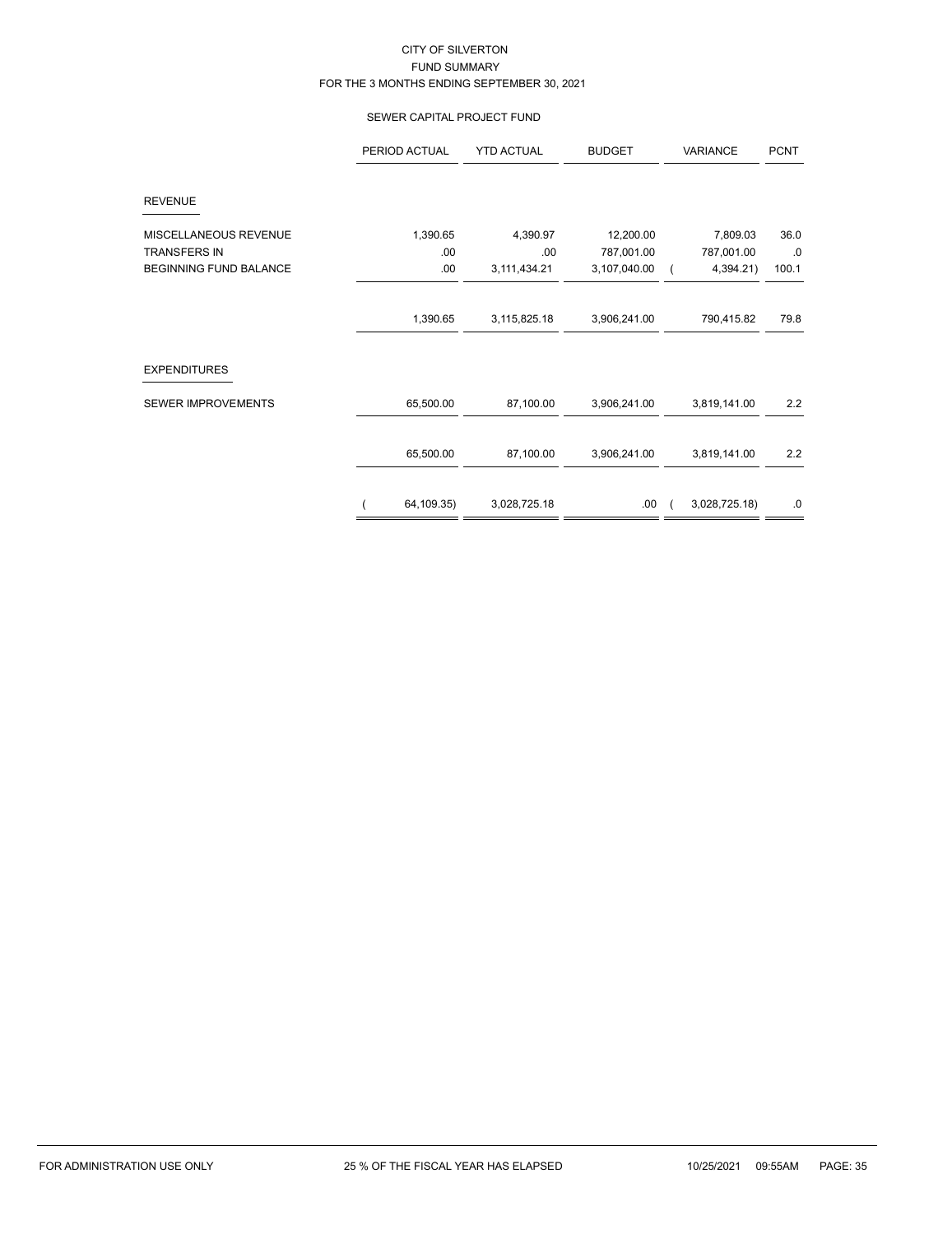CITY OF SILVERTON
FUND SUMMARY
FOR THE 3 MONTHS ENDING SEPTEMBER 30, 2021

SEWER CAPITAL PROJECT FUND

| | PERIOD ACTUAL | YTD ACTUAL | BUDGET | VARIANCE | PCNT |
|---|---|---|---|---|---|
| **REVENUE** | | | | | |
| MISCELLANEOUS REVENUE | 1,390.65 | 4,390.97 | 12,200.00 | 7,809.03 | 36.0 |
| TRANSFERS IN | .00 | .00 | 787,001.00 | 787,001.00 | .0 |
| BEGINNING FUND BALANCE | .00 | 3,111,434.21 | 3,107,040.00 | ( 4,394.21) | 100.1 |
| | 1,390.65 | 3,115,825.18 | 3,906,241.00 | 790,415.82 | 79.8 |
| **EXPENDITURES** | | | | | |
| SEWER IMPROVEMENTS | 65,500.00 | 87,100.00 | 3,906,241.00 | 3,819,141.00 | 2.2 |
| | 65,500.00 | 87,100.00 | 3,906,241.00 | 3,819,141.00 | 2.2 |
| | ( 64,109.35) | 3,028,725.18 | .00 | ( 3,028,725.18) | .0 |

FOR ADMINISTRATION USE ONLY 25 % OF THE FISCAL YEAR HAS ELAPSED 10/25/2021 09:55AM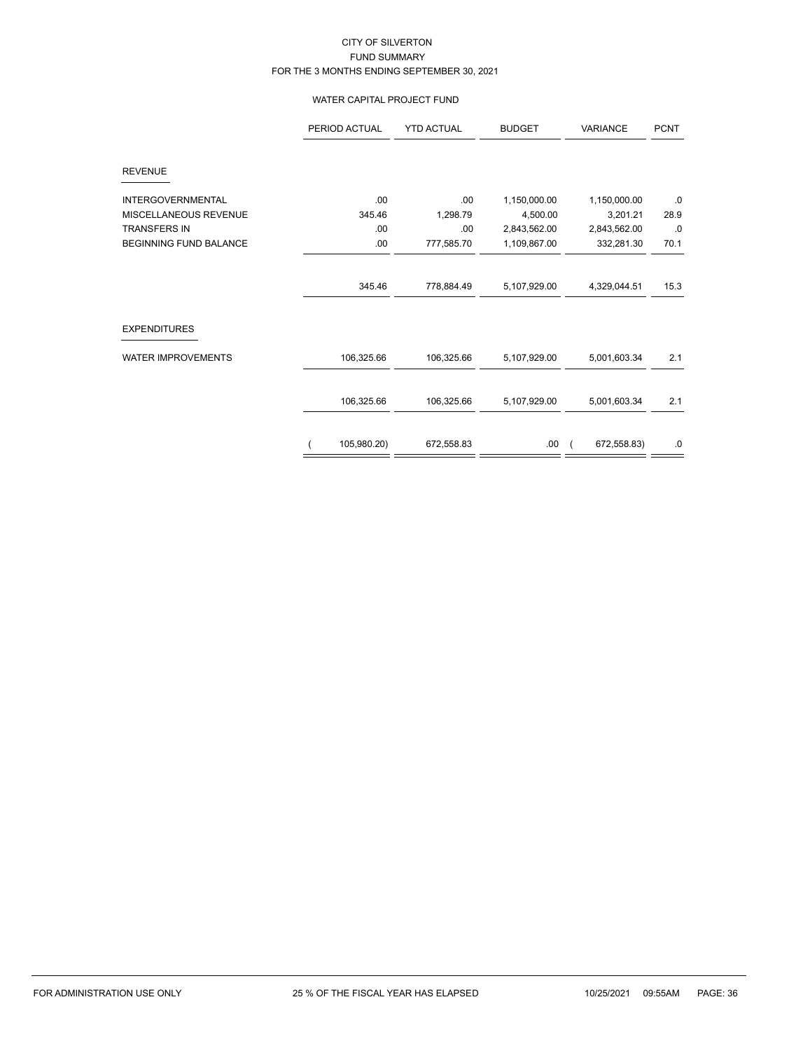CITY OF SILVERTON
FUND SUMMARY
FOR THE 3 MONTHS ENDING SEPTEMBER 30, 2021

WATER CAPITAL PROJECT FUND

| | PERIOD ACTUAL | YTD ACTUAL | BUDGET | VARIANCE | PCNT |
|---|---|---|---|---|---|
| **REVENUE** | | | | | |
| INTERGOVERNMENTAL | .00 | .00 | 1,150,000.00 | 1,150,000.00 | .0 |
| MISCELLANEOUS REVENUE | 345.46 | 1,298.79 | 4,500.00 | 3,201.21 | 28.9 |
| TRANSFERS IN | .00 | .00 | 2,843,562.00 | 2,843,562.00 | .0 |
| BEGINNING FUND BALANCE | .00 | 777,585.70 | 1,109,867.00 | 332,281.30 | 70.1 |
| | 345.46 | 778,884.49 | 5,107,929.00 | 4,329,044.51 | 15.3 |
| **EXPENDITURES** | | | | | |
| WATER IMPROVEMENTS | 106,325.66 | 106,325.66 | 5,107,929.00 | 5,001,603.34 | 2.1 |
| | 106,325.66 | 106,325.66 | 5,107,929.00 | 5,001,603.34 | 2.1 |
| | ( 105,980.20) | 672,558.83 | .00 | ( 672,558.83) | .0 |

FOR ADMINISTRATION USE ONLY    25 % OF THE FISCAL YEAR HAS ELAPSED    10/25/2021 09:55AM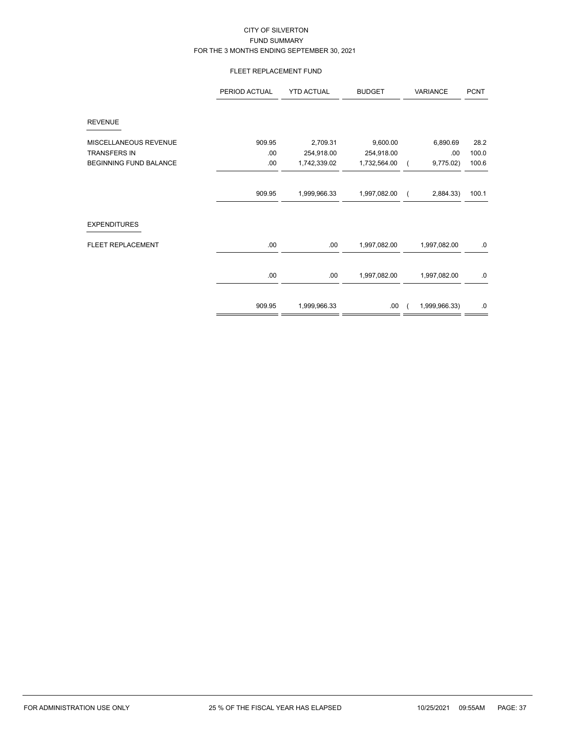CITY OF SILVERTON
FUND SUMMARY
FOR THE 3 MONTHS ENDING SEPTEMBER 30, 2021

FLEET REPLACEMENT FUND

| | PERIOD ACTUAL | YTD ACTUAL | BUDGET | VARIANCE | PCNT |
|---|---|---|---|---|---|
| **REVENUE** | | | | | |
| MISCELLANEOUS REVENUE | 909.95 | 2,709.31 | 9,600.00 | 6,890.69 | 28.2 |
| TRANSFERS IN | .00 | 254,918.00 | 254,918.00 | .00 | 100.0 |
| BEGINNING FUND BALANCE | .00 | 1,742,339.02 | 1,732,564.00 | ( 9,775.02) | 100.6 |
| | 909.95 | 1,999,966.33 | 1,997,082.00 | ( 2,884.33) | 100.1 |
| **EXPENDITURES** | | | | | |
| FLEET REPLACEMENT | .00 | .00 | 1,997,082.00 | 1,997,082.00 | .0 |
| | .00 | .00 | 1,997,082.00 | 1,997,082.00 | .0 |
| | 909.95 | 1,999,966.33 | .00 | ( 1,999,966.33) | .0 |

FOR ADMINISTRATION USE ONLY    25 % OF THE FISCAL YEAR HAS ELAPSED    10/25/2021 09:55AM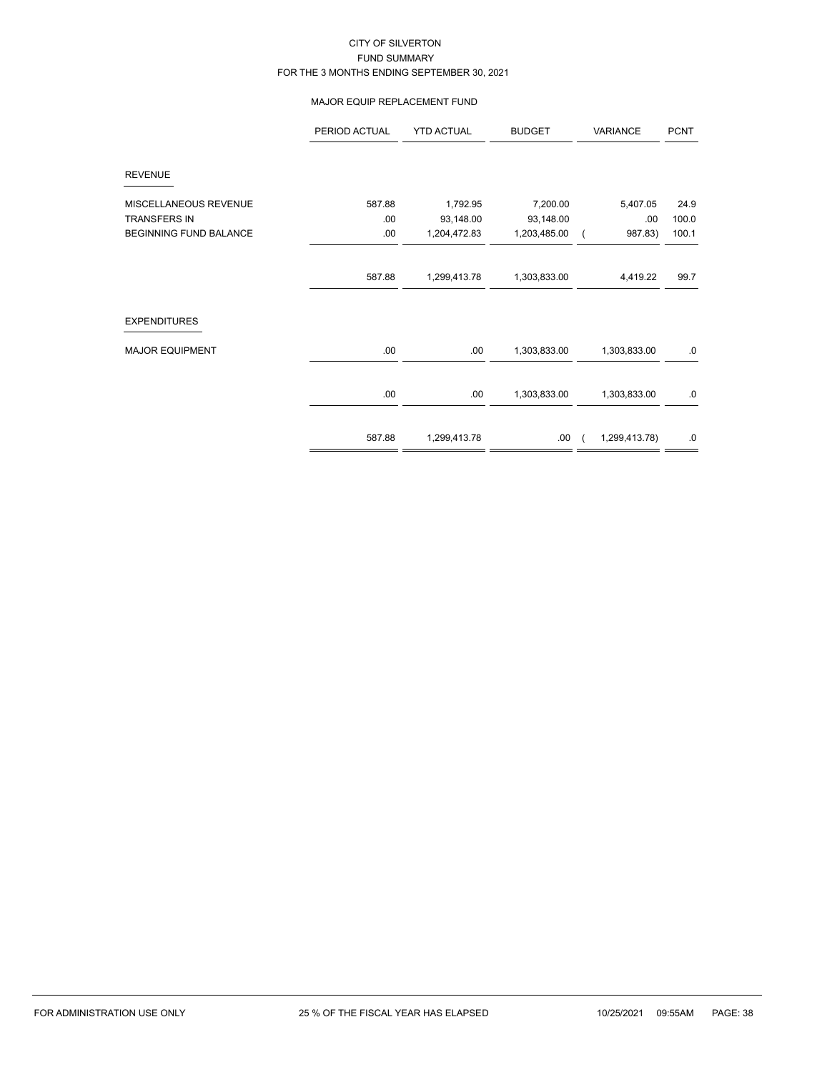# CITY OF SILVERTON
## FUND SUMMARY
### FOR THE 3 MONTHS ENDING SEPTEMBER 30, 2021

#### MAJOR EQUIP REPLACEMENT FUND

| | PERIOD ACTUAL | YTD ACTUAL | BUDGET | VARIANCE | PCNT |
|---|---|---|---|---|---|
| **REVENUE** | | | | | |
| MISCELLANEOUS REVENUE | 587.88 | 1,792.95 | 7,200.00 | 5,407.05 | 24.9 |
| TRANSFERS IN | .00 | 93,148.00 | 93,148.00 | .00 | 100.0 |
| BEGINNING FUND BALANCE | .00 | 1,204,472.83 | 1,203,485.00 | ( 987.83) | 100.1 |
| | 587.88 | 1,299,413.78 | 1,303,833.00 | 4,419.22 | 99.7 |
| **EXPENDITURES** | | | | | |
| MAJOR EQUIPMENT | .00 | .00 | 1,303,833.00 | 1,303,833.00 | .0 |
| | .00 | .00 | 1,303,833.00 | 1,303,833.00 | .0 |
| | 587.88 | 1,299,413.78 | .00 | ( 1,299,413.78) | .0 |

FOR ADMINISTRATION USE ONLY    25 % OF THE FISCAL YEAR HAS ELAPSED    10/25/2021 09:55AM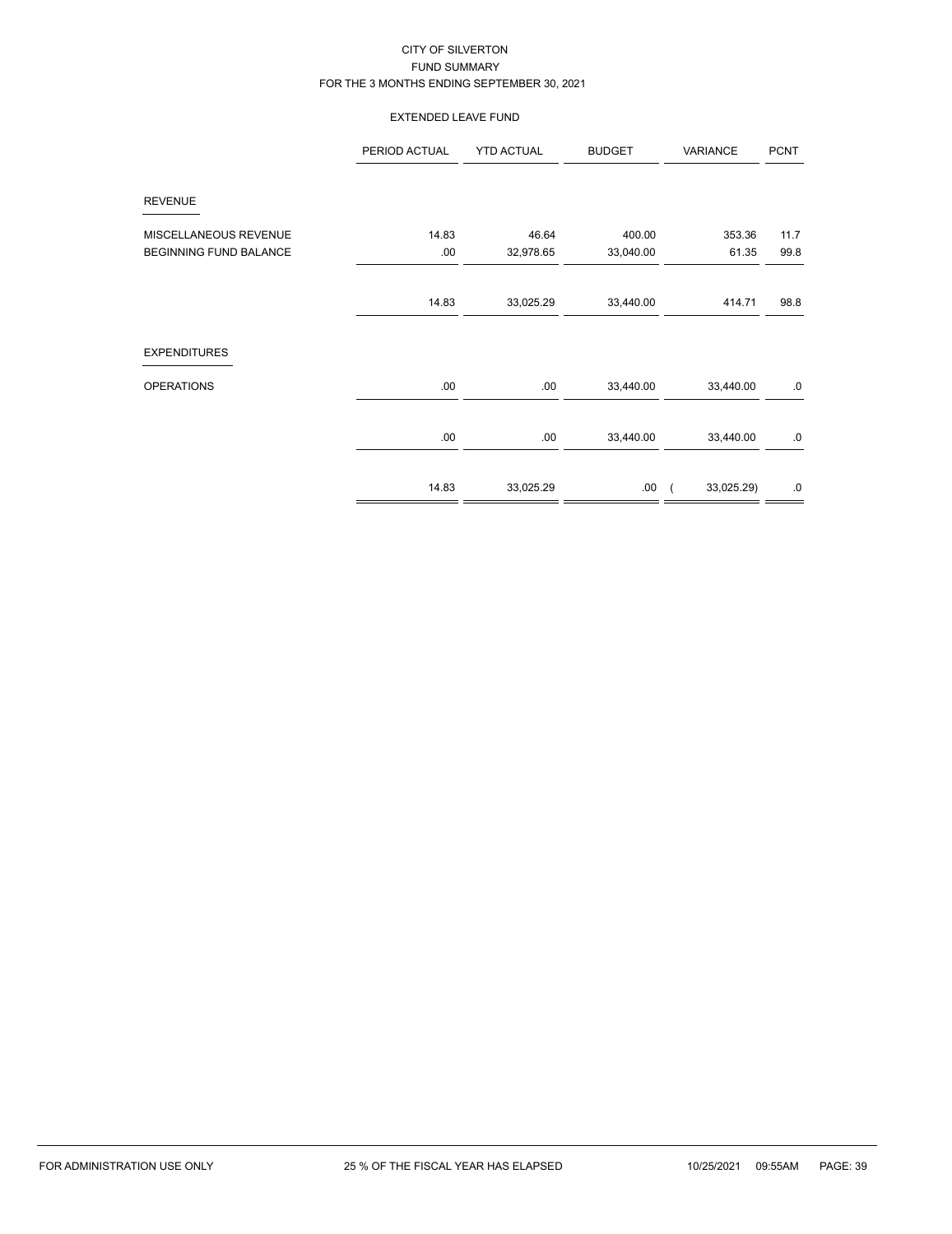CITY OF SILVERTON
FUND SUMMARY
FOR THE 3 MONTHS ENDING SEPTEMBER 30, 2021

EXTENDED LEAVE FUND

| | PERIOD ACTUAL | YTD ACTUAL | BUDGET | VARIANCE | PCNT |
|---|---|---|---|---|---|
| REVENUE | | | | | |
| MISCELLANEOUS REVENUE | 14.83 | 46.64 | 400.00 | 353.36 | 11.7 |
| BEGINNING FUND BALANCE | .00 | 32,978.65 | 33,040.00 | 61.35 | 99.8 |
| | 14.83 | 33,025.29 | 33,440.00 | 414.71 | 98.8 |
| EXPENDITURES | | | | | |
| OPERATIONS | .00 | .00 | 33,440.00 | 33,440.00 | .0 |
| | .00 | .00 | 33,440.00 | 33,440.00 | .0 |
| | 14.83 | 33,025.29 | .00 | ( 33,025.29) | .0 |

FOR ADMINISTRATION USE ONLY 25 % OF THE FISCAL YEAR HAS ELAPSED 10/25/2021 09:55AM